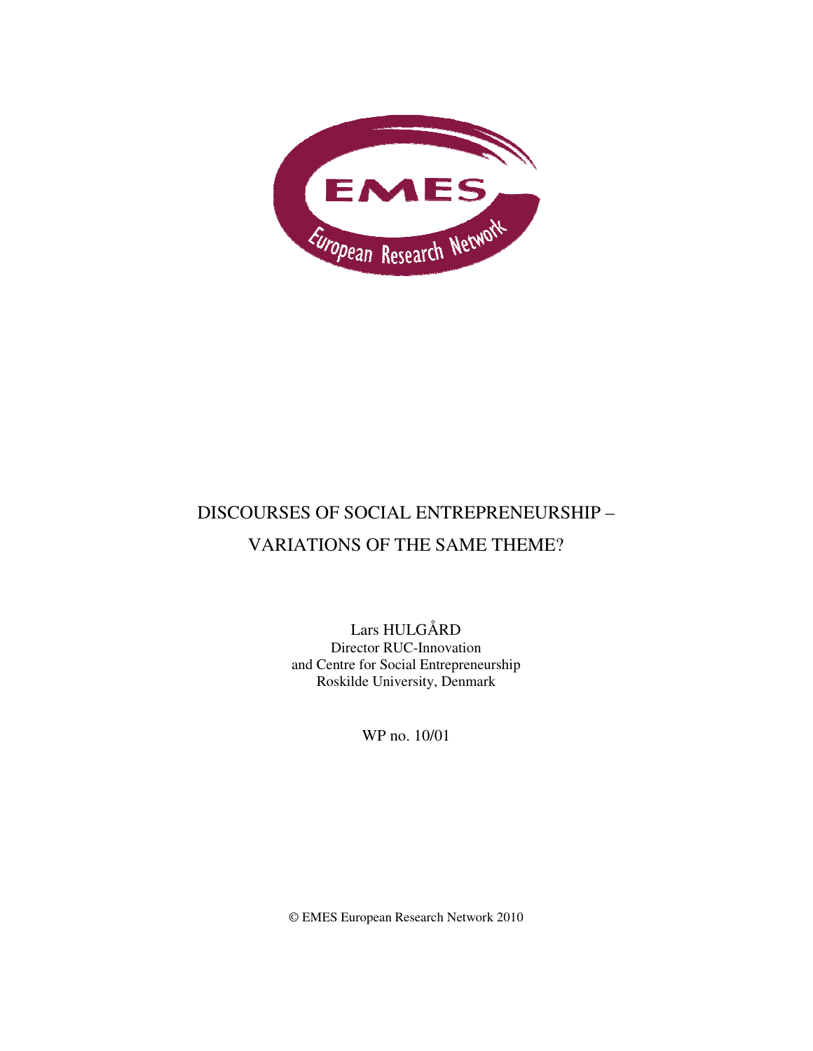# DISCOURSES OF SOCIAL ENTREPRENEURSHIP – VARIATIONS OF THE SAME THEME?

Lars HULGÅRD
Director RUC-Innovation
and Centre for Social Entrepreneurship
Roskilde University, Denmark

WP no. 10/01

© EMES European Research Network 2010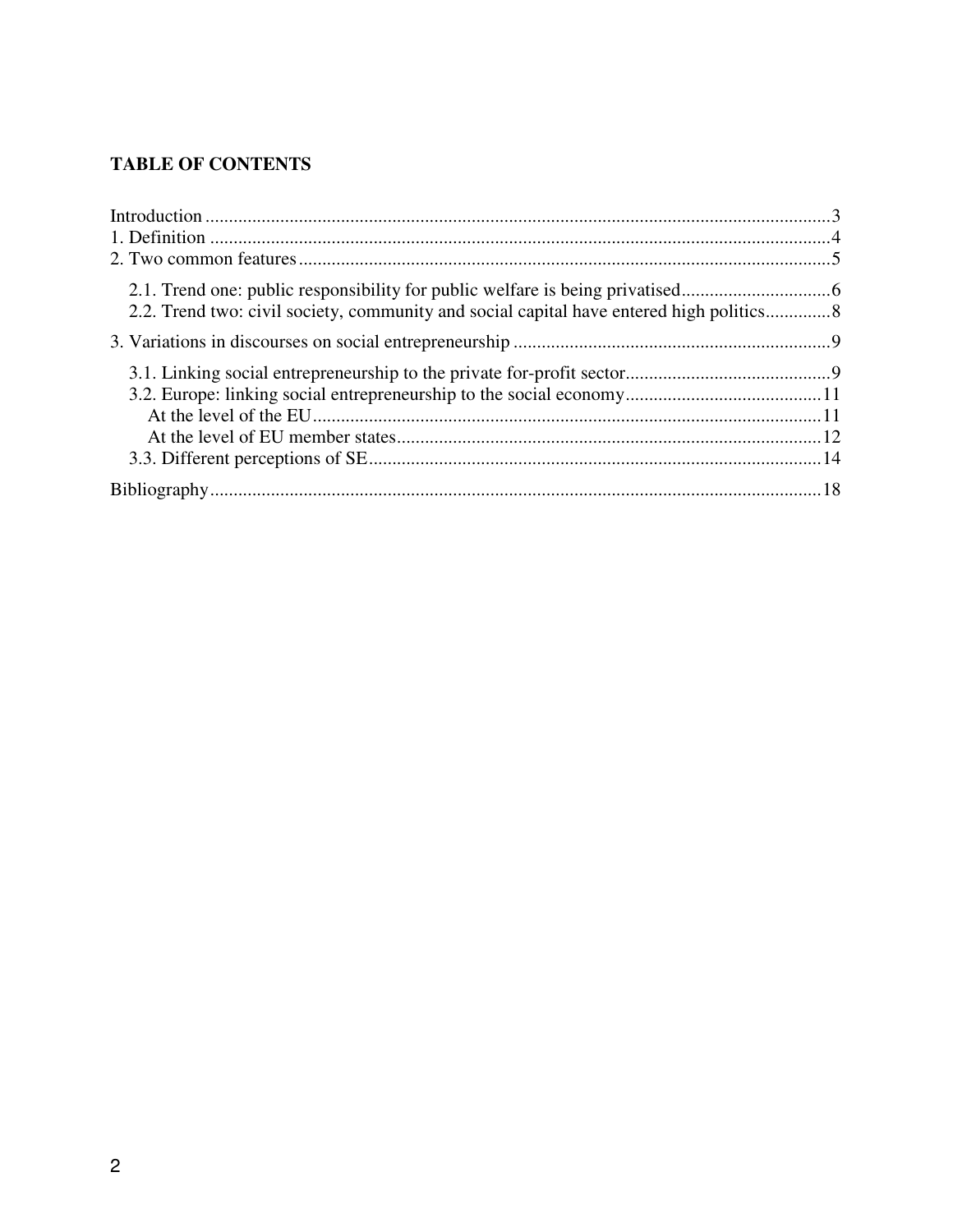**TABLE OF CONTENTS**

Introduction ..................................................................................................................................3
1. Definition ..................................................................................................................................4
2. Two common features ..............................................................................................................5

  2.1. Trend one: public responsibility for public welfare is being privatised................................6
  2.2. Trend two: civil society, community and social capital have entered high politics..............8

3. Variations in discourses on social entrepreneurship ...................................................................9

  3.1. Linking social entrepreneurship to the private for-profit sector............................................9
  3.2. Europe: linking social entrepreneurship to the social economy...........................................11
    At the level of the EU...........................................................................................................11
    At the level of EU member states..........................................................................................12
  3.3. Different perceptions of SE.................................................................................................14

Bibliography..................................................................................................................................18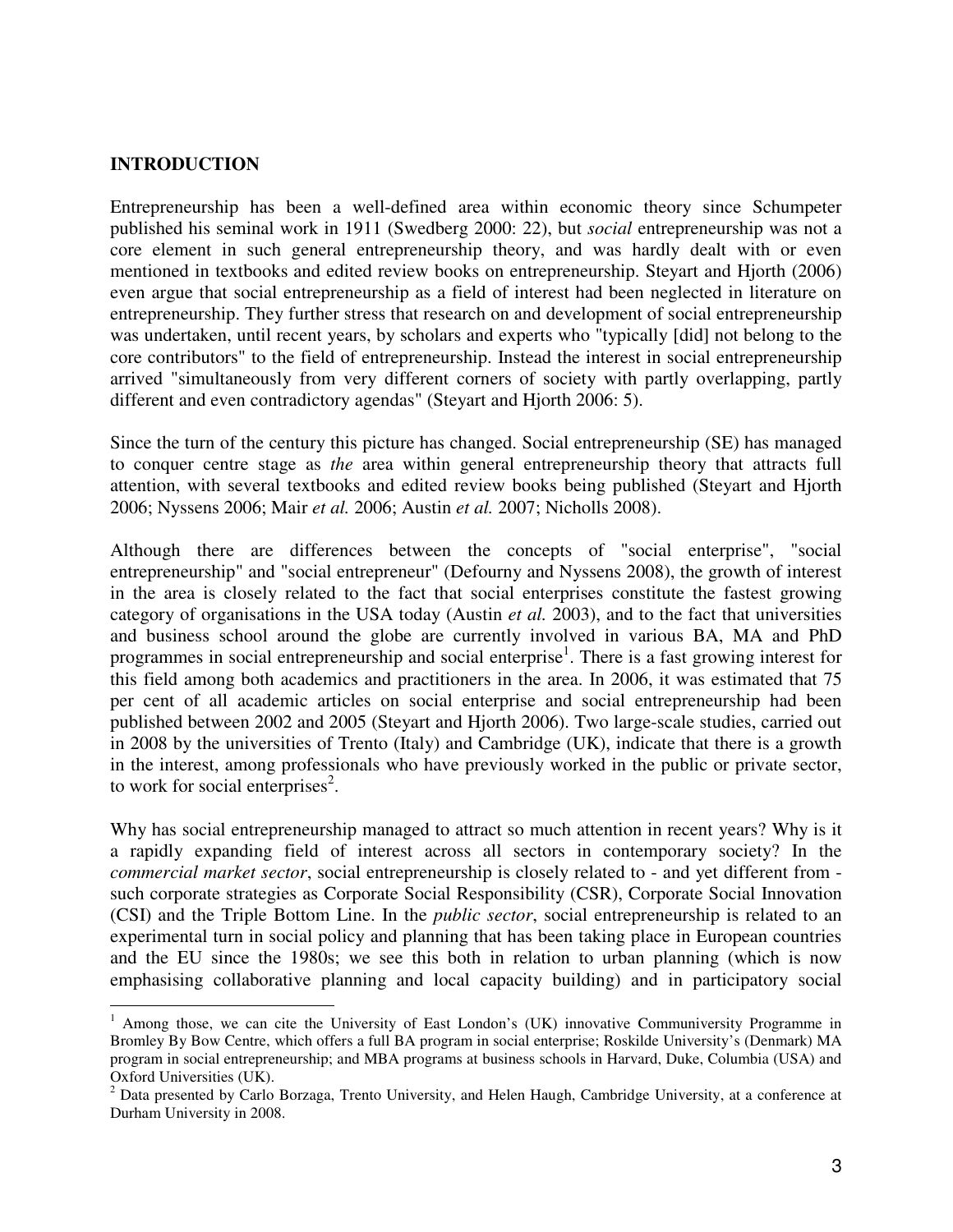## INTRODUCTION

Entrepreneurship has been a well-defined area within economic theory since Schumpeter published his seminal work in 1911 (Swedberg 2000: 22), but *social* entrepreneurship was not a core element in such general entrepreneurship theory, and was hardly dealt with or even mentioned in textbooks and edited review books on entrepreneurship. Steyart and Hjorth (2006) even argue that social entrepreneurship as a field of interest had been neglected in literature on entrepreneurship. They further stress that research on and development of social entrepreneurship was undertaken, until recent years, by scholars and experts who "typically [did] not belong to the core contributors" to the field of entrepreneurship. Instead the interest in social entrepreneurship arrived "simultaneously from very different corners of society with partly overlapping, partly different and even contradictory agendas" (Steyart and Hjorth 2006: 5).

Since the turn of the century this picture has changed. Social entrepreneurship (SE) has managed to conquer centre stage as *the* area within general entrepreneurship theory that attracts full attention, with several textbooks and edited review books being published (Steyart and Hjorth 2006; Nyssens 2006; Mair *et al.* 2006; Austin *et al.* 2007; Nicholls 2008).

Although there are differences between the concepts of "social enterprise", "social entrepreneurship" and "social entrepreneur" (Defourny and Nyssens 2008), the growth of interest in the area is closely related to the fact that social enterprises constitute the fastest growing category of organisations in the USA today (Austin *et al.* 2003), and to the fact that universities and business school around the globe are currently involved in various BA, MA and PhD programmes in social entrepreneurship and social enterprise[1]. There is a fast growing interest for this field among both academics and practitioners in the area. In 2006, it was estimated that 75 per cent of all academic articles on social enterprise and social entrepreneurship had been published between 2002 and 2005 (Steyart and Hjorth 2006). Two large-scale studies, carried out in 2008 by the universities of Trento (Italy) and Cambridge (UK), indicate that there is a growth in the interest, among professionals who have previously worked in the public or private sector, to work for social enterprises[2].

Why has social entrepreneurship managed to attract so much attention in recent years? Why is it a rapidly expanding field of interest across all sectors in contemporary society? In the *commercial market sector*, social entrepreneurship is closely related to - and yet different from - such corporate strategies as Corporate Social Responsibility (CSR), Corporate Social Innovation (CSI) and the Triple Bottom Line. In the *public sector*, social entrepreneurship is related to an experimental turn in social policy and planning that has been taking place in European countries and the EU since the 1980s; we see this both in relation to urban planning (which is now emphasising collaborative planning and local capacity building) and in participatory social

---

[1] Among those, we can cite the University of East London's (UK) innovative Communiversity Programme in Bromley By Bow Centre, which offers a full BA program in social enterprise; Roskilde University's (Denmark) MA program in social entrepreneurship; and MBA programs at business schools in Harvard, Duke, Columbia (USA) and Oxford Universities (UK).

[2] Data presented by Carlo Borzaga, Trento University, and Helen Haugh, Cambridge University, at a conference at Durham University in 2008.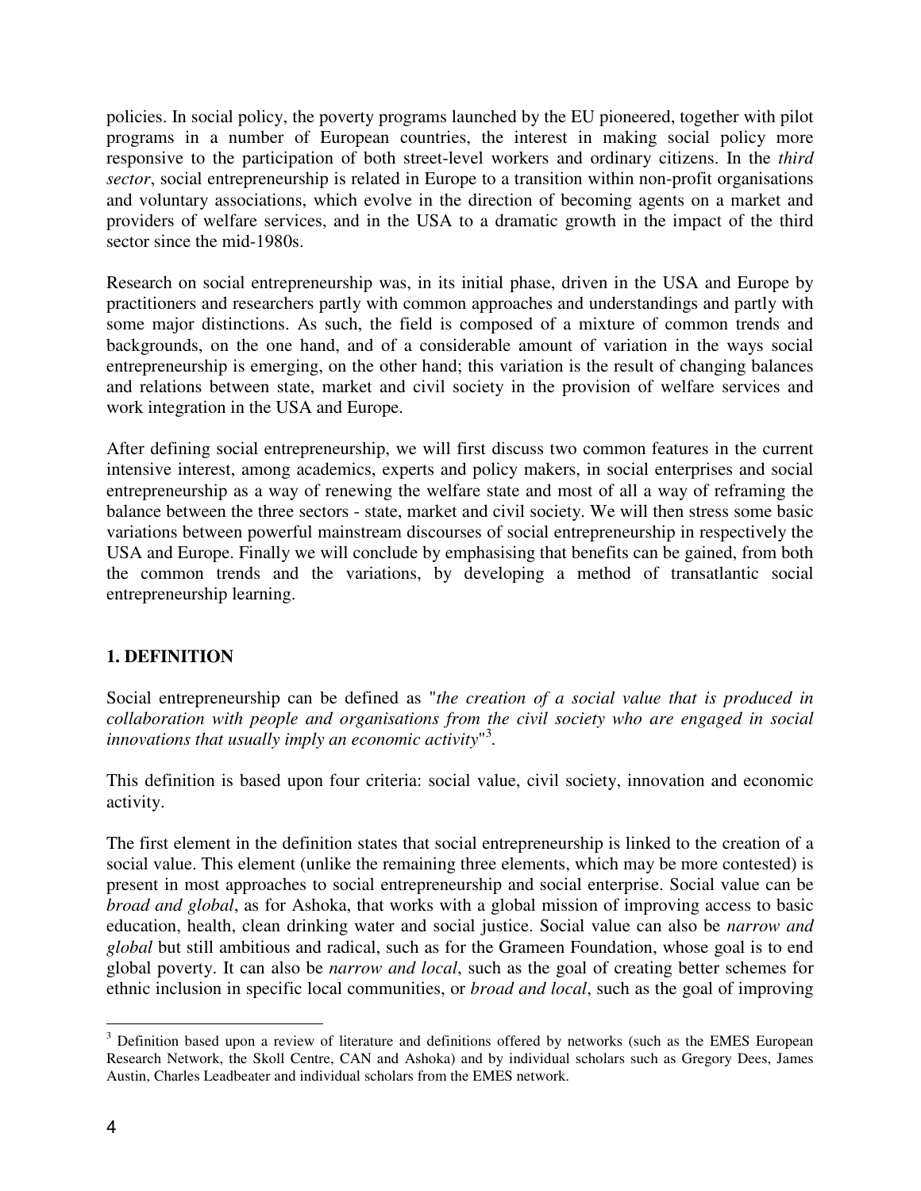policies. In social policy, the poverty programs launched by the EU pioneered, together with pilot programs in a number of European countries, the interest in making social policy more responsive to the participation of both street-level workers and ordinary citizens. In the *third sector*, social entrepreneurship is related in Europe to a transition within non-profit organisations and voluntary associations, which evolve in the direction of becoming agents on a market and providers of welfare services, and in the USA to a dramatic growth in the impact of the third sector since the mid-1980s.

Research on social entrepreneurship was, in its initial phase, driven in the USA and Europe by practitioners and researchers partly with common approaches and understandings and partly with some major distinctions. As such, the field is composed of a mixture of common trends and backgrounds, on the one hand, and of a considerable amount of variation in the ways social entrepreneurship is emerging, on the other hand; this variation is the result of changing balances and relations between state, market and civil society in the provision of welfare services and work integration in the USA and Europe.

After defining social entrepreneurship, we will first discuss two common features in the current intensive interest, among academics, experts and policy makers, in social enterprises and social entrepreneurship as a way of renewing the welfare state and most of all a way of reframing the balance between the three sectors - state, market and civil society. We will then stress some basic variations between powerful mainstream discourses of social entrepreneurship in respectively the USA and Europe. Finally we will conclude by emphasising that benefits can be gained, from both the common trends and the variations, by developing a method of transatlantic social entrepreneurship learning.

## 1. DEFINITION

Social entrepreneurship can be defined as "*the creation of a social value that is produced in collaboration with people and organisations from the civil society who are engaged in social innovations that usually imply an economic activity*"[3].

This definition is based upon four criteria: social value, civil society, innovation and economic activity.

The first element in the definition states that social entrepreneurship is linked to the creation of a social value. This element (unlike the remaining three elements, which may be more contested) is present in most approaches to social entrepreneurship and social enterprise. Social value can be *broad and global*, as for Ashoka, that works with a global mission of improving access to basic education, health, clean drinking water and social justice. Social value can also be *narrow and global* but still ambitious and radical, such as for the Grameen Foundation, whose goal is to end global poverty. It can also be *narrow and local*, such as the goal of creating better schemes for ethnic inclusion in specific local communities, or *broad and local*, such as the goal of improving

[3] Definition based upon a review of literature and definitions offered by networks (such as the EMES European Research Network, the Skoll Centre, CAN and Ashoka) and by individual scholars such as Gregory Dees, James Austin, Charles Leadbeater and individual scholars from the EMES network.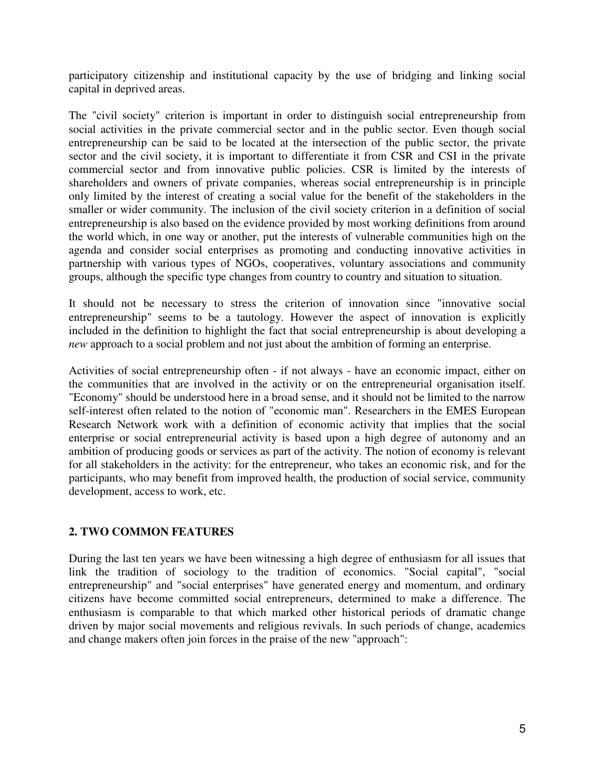participatory citizenship and institutional capacity by the use of bridging and linking social capital in deprived areas.

The "civil society" criterion is important in order to distinguish social entrepreneurship from social activities in the private commercial sector and in the public sector. Even though social entrepreneurship can be said to be located at the intersection of the public sector, the private sector and the civil society, it is important to differentiate it from CSR and CSI in the private commercial sector and from innovative public policies. CSR is limited by the interests of shareholders and owners of private companies, whereas social entrepreneurship is in principle only limited by the interest of creating a social value for the benefit of the stakeholders in the smaller or wider community. The inclusion of the civil society criterion in a definition of social entrepreneurship is also based on the evidence provided by most working definitions from around the world which, in one way or another, put the interests of vulnerable communities high on the agenda and consider social enterprises as promoting and conducting innovative activities in partnership with various types of NGOs, cooperatives, voluntary associations and community groups, although the specific type changes from country to country and situation to situation.

It should not be necessary to stress the criterion of innovation since "innovative social entrepreneurship" seems to be a tautology. However the aspect of innovation is explicitly included in the definition to highlight the fact that social entrepreneurship is about developing a *new* approach to a social problem and not just about the ambition of forming an enterprise.

Activities of social entrepreneurship often - if not always - have an economic impact, either on the communities that are involved in the activity or on the entrepreneurial organisation itself. "Economy" should be understood here in a broad sense, and it should not be limited to the narrow self-interest often related to the notion of "economic man". Researchers in the EMES European Research Network work with a definition of economic activity that implies that the social enterprise or social entrepreneurial activity is based upon a high degree of autonomy and an ambition of producing goods or services as part of the activity. The notion of economy is relevant for all stakeholders in the activity: for the entrepreneur, who takes an economic risk, and for the participants, who may benefit from improved health, the production of social service, community development, access to work, etc.

## 2. TWO COMMON FEATURES

During the last ten years we have been witnessing a high degree of enthusiasm for all issues that link the tradition of sociology to the tradition of economics. "Social capital", "social entrepreneurship" and "social enterprises" have generated energy and momentum, and ordinary citizens have become committed social entrepreneurs, determined to make a difference. The enthusiasm is comparable to that which marked other historical periods of dramatic change driven by major social movements and religious revivals. In such periods of change, academics and change makers often join forces in the praise of the new "approach":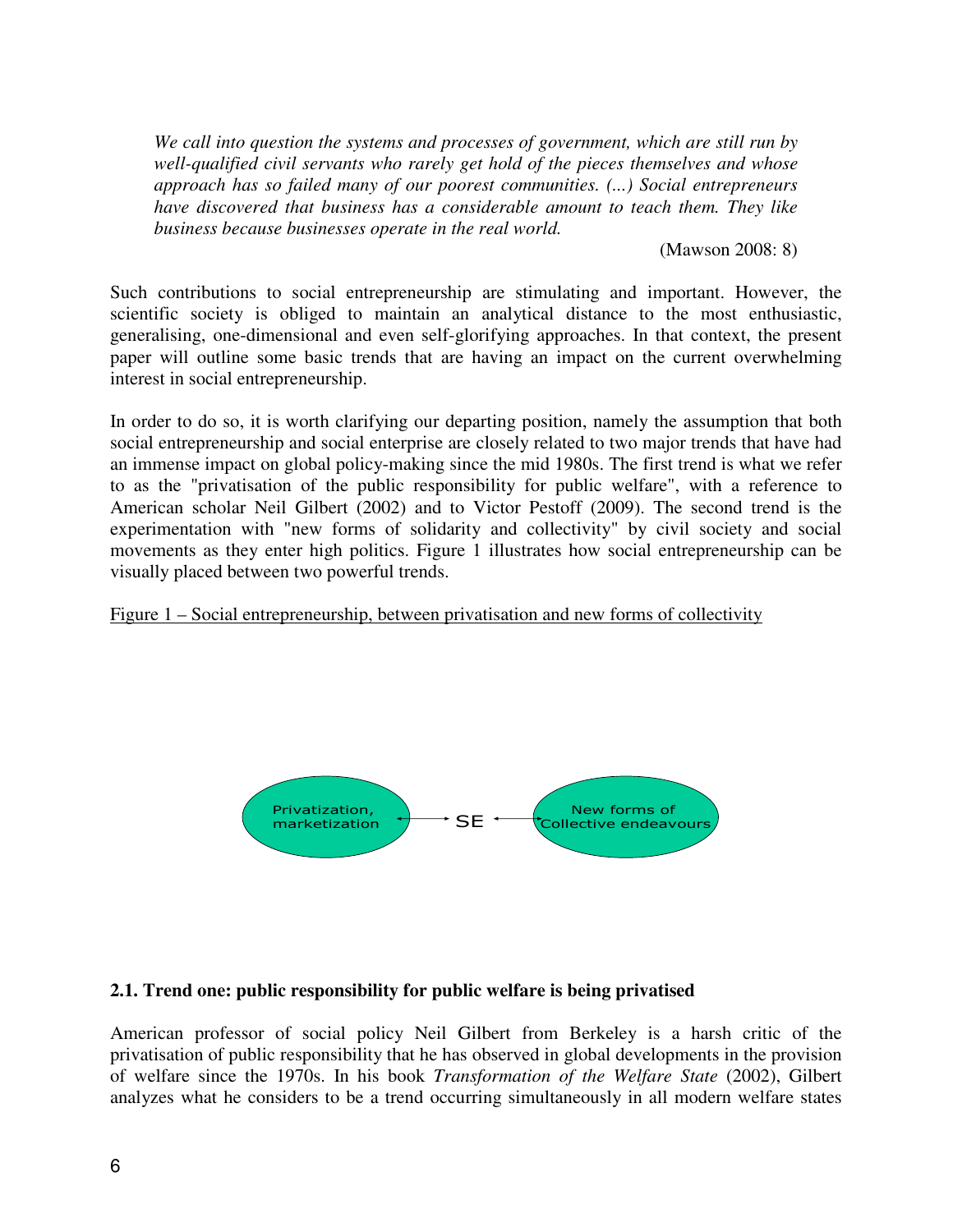*We call into question the systems and processes of government, which are still run by well-qualified civil servants who rarely get hold of the pieces themselves and whose approach has so failed many of our poorest communities. (...) Social entrepreneurs have discovered that business has a considerable amount to teach them. They like business because businesses operate in the real world.*

(Mawson 2008: 8)

Such contributions to social entrepreneurship are stimulating and important. However, the scientific society is obliged to maintain an analytical distance to the most enthusiastic, generalising, one-dimensional and even self-glorifying approaches. In that context, the present paper will outline some basic trends that are having an impact on the current overwhelming interest in social entrepreneurship.

In order to do so, it is worth clarifying our departing position, namely the assumption that both social entrepreneurship and social enterprise are closely related to two major trends that have had an immense impact on global policy-making since the mid 1980s. The first trend is what we refer to as the "privatisation of the public responsibility for public welfare", with a reference to American scholar Neil Gilbert (2002) and to Victor Pestoff (2009). The second trend is the experimentation with "new forms of solidarity and collectivity" by civil society and social movements as they enter high politics. Figure 1 illustrates how social entrepreneurship can be visually placed between two powerful trends.

Figure 1 – Social entrepreneurship, between privatisation and new forms of collectivity

Privatization, marketization ↔ SE ↔ New forms of Collective endeavours

## 2.1. Trend one: public responsibility for public welfare is being privatised

American professor of social policy Neil Gilbert from Berkeley is a harsh critic of the privatisation of public responsibility that he has observed in global developments in the provision of welfare since the 1970s. In his book *Transformation of the Welfare State* (2002), Gilbert analyzes what he considers to be a trend occurring simultaneously in all modern welfare states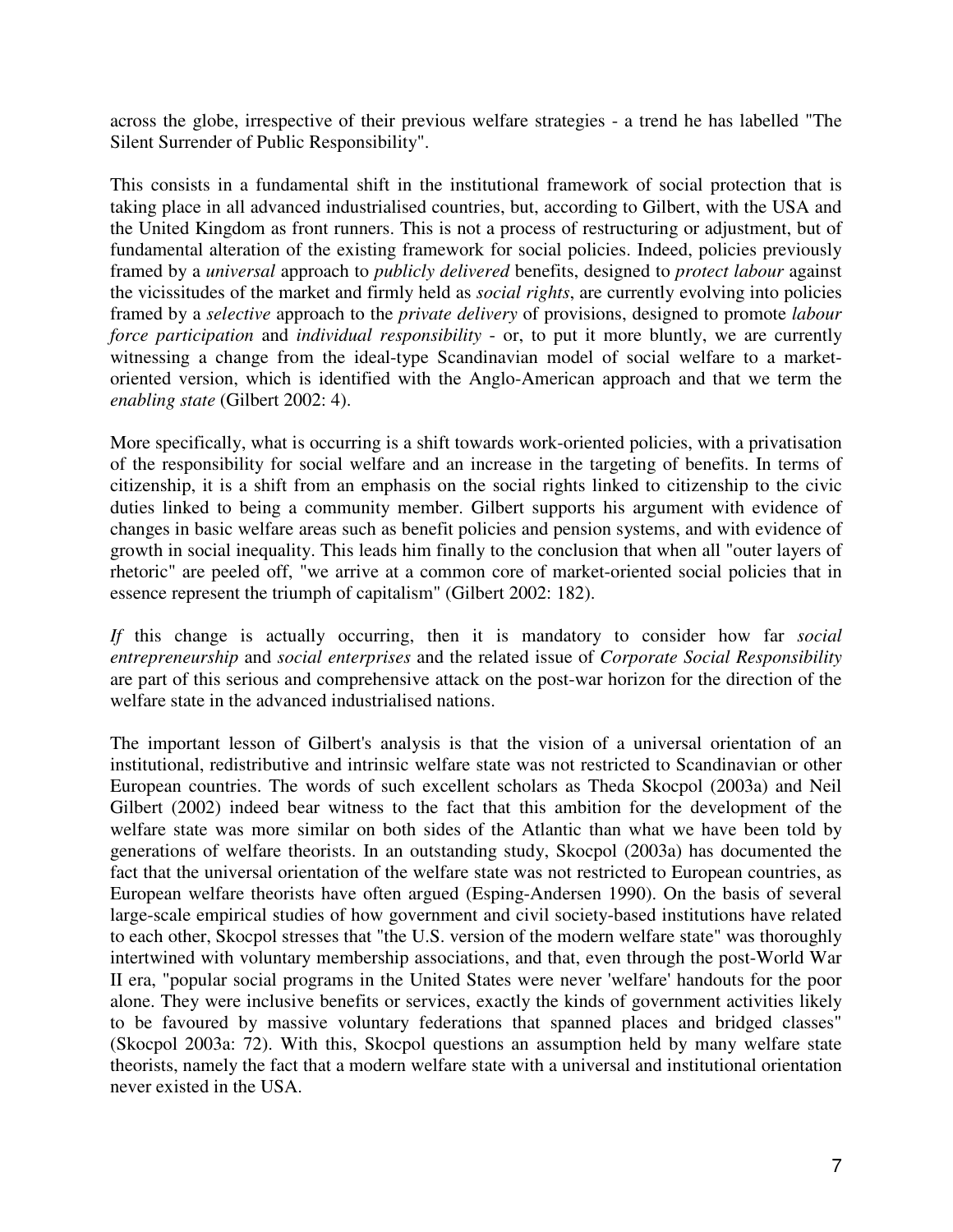across the globe, irrespective of their previous welfare strategies - a trend he has labelled "The Silent Surrender of Public Responsibility".

This consists in a fundamental shift in the institutional framework of social protection that is taking place in all advanced industrialised countries, but, according to Gilbert, with the USA and the United Kingdom as front runners. This is not a process of restructuring or adjustment, but of fundamental alteration of the existing framework for social policies. Indeed, policies previously framed by a *universal* approach to *publicly delivered* benefits, designed to *protect labour* against the vicissitudes of the market and firmly held as *social rights*, are currently evolving into policies framed by a *selective* approach to the *private delivery* of provisions, designed to promote *labour force participation* and *individual responsibility* - or, to put it more bluntly, we are currently witnessing a change from the ideal-type Scandinavian model of social welfare to a market-oriented version, which is identified with the Anglo-American approach and that we term the *enabling state* (Gilbert 2002: 4).

More specifically, what is occurring is a shift towards work-oriented policies, with a privatisation of the responsibility for social welfare and an increase in the targeting of benefits. In terms of citizenship, it is a shift from an emphasis on the social rights linked to citizenship to the civic duties linked to being a community member. Gilbert supports his argument with evidence of changes in basic welfare areas such as benefit policies and pension systems, and with evidence of growth in social inequality. This leads him finally to the conclusion that when all "outer layers of rhetoric" are peeled off, "we arrive at a common core of market-oriented social policies that in essence represent the triumph of capitalism" (Gilbert 2002: 182).

*If* this change is actually occurring, then it is mandatory to consider how far *social entrepreneurship* and *social enterprises* and the related issue of *Corporate Social Responsibility* are part of this serious and comprehensive attack on the post-war horizon for the direction of the welfare state in the advanced industrialised nations.

The important lesson of Gilbert's analysis is that the vision of a universal orientation of an institutional, redistributive and intrinsic welfare state was not restricted to Scandinavian or other European countries. The words of such excellent scholars as Theda Skocpol (2003a) and Neil Gilbert (2002) indeed bear witness to the fact that this ambition for the development of the welfare state was more similar on both sides of the Atlantic than what we have been told by generations of welfare theorists. In an outstanding study, Skocpol (2003a) has documented the fact that the universal orientation of the welfare state was not restricted to European countries, as European welfare theorists have often argued (Esping-Andersen 1990). On the basis of several large-scale empirical studies of how government and civil society-based institutions have related to each other, Skocpol stresses that "the U.S. version of the modern welfare state" was thoroughly intertwined with voluntary membership associations, and that, even through the post-World War II era, "popular social programs in the United States were never 'welfare' handouts for the poor alone. They were inclusive benefits or services, exactly the kinds of government activities likely to be favoured by massive voluntary federations that spanned places and bridged classes" (Skocpol 2003a: 72). With this, Skocpol questions an assumption held by many welfare state theorists, namely the fact that a modern welfare state with a universal and institutional orientation never existed in the USA.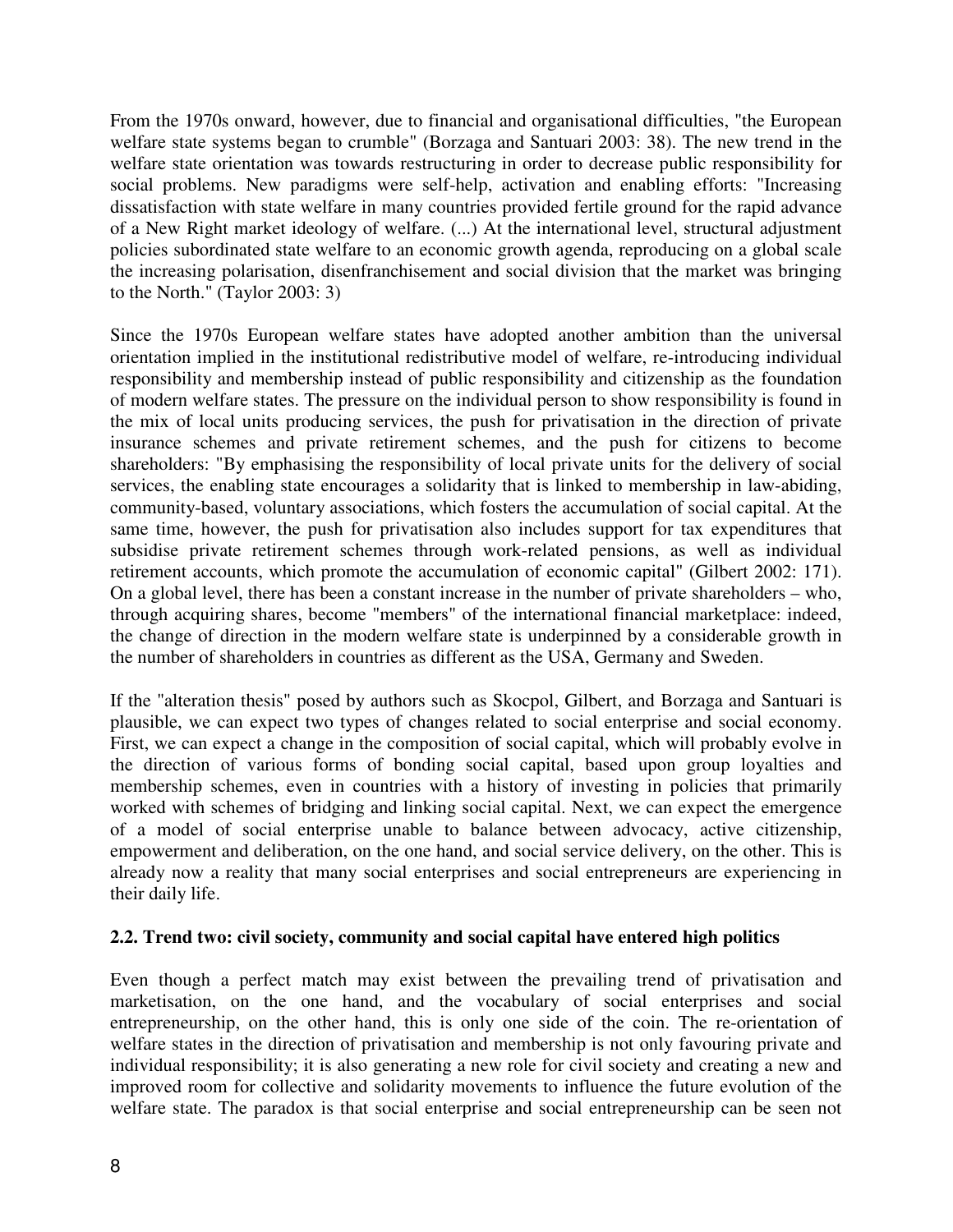From the 1970s onward, however, due to financial and organisational difficulties, "the European welfare state systems began to crumble" (Borzaga and Santuari 2003: 38). The new trend in the welfare state orientation was towards restructuring in order to decrease public responsibility for social problems. New paradigms were self-help, activation and enabling efforts: "Increasing dissatisfaction with state welfare in many countries provided fertile ground for the rapid advance of a New Right market ideology of welfare. (...) At the international level, structural adjustment policies subordinated state welfare to an economic growth agenda, reproducing on a global scale the increasing polarisation, disenfranchisement and social division that the market was bringing to the North." (Taylor 2003: 3)

Since the 1970s European welfare states have adopted another ambition than the universal orientation implied in the institutional redistributive model of welfare, re-introducing individual responsibility and membership instead of public responsibility and citizenship as the foundation of modern welfare states. The pressure on the individual person to show responsibility is found in the mix of local units producing services, the push for privatisation in the direction of private insurance schemes and private retirement schemes, and the push for citizens to become shareholders: "By emphasising the responsibility of local private units for the delivery of social services, the enabling state encourages a solidarity that is linked to membership in law-abiding, community-based, voluntary associations, which fosters the accumulation of social capital. At the same time, however, the push for privatisation also includes support for tax expenditures that subsidise private retirement schemes through work-related pensions, as well as individual retirement accounts, which promote the accumulation of economic capital" (Gilbert 2002: 171). On a global level, there has been a constant increase in the number of private shareholders – who, through acquiring shares, become "members" of the international financial marketplace: indeed, the change of direction in the modern welfare state is underpinned by a considerable growth in the number of shareholders in countries as different as the USA, Germany and Sweden.

If the "alteration thesis" posed by authors such as Skocpol, Gilbert, and Borzaga and Santuari is plausible, we can expect two types of changes related to social enterprise and social economy. First, we can expect a change in the composition of social capital, which will probably evolve in the direction of various forms of bonding social capital, based upon group loyalties and membership schemes, even in countries with a history of investing in policies that primarily worked with schemes of bridging and linking social capital. Next, we can expect the emergence of a model of social enterprise unable to balance between advocacy, active citizenship, empowerment and deliberation, on the one hand, and social service delivery, on the other. This is already now a reality that many social enterprises and social entrepreneurs are experiencing in their daily life.

### 2.2. Trend two: civil society, community and social capital have entered high politics

Even though a perfect match may exist between the prevailing trend of privatisation and marketisation, on the one hand, and the vocabulary of social enterprises and social entrepreneurship, on the other hand, this is only one side of the coin. The re-orientation of welfare states in the direction of privatisation and membership is not only favouring private and individual responsibility; it is also generating a new role for civil society and creating a new and improved room for collective and solidarity movements to influence the future evolution of the welfare state. The paradox is that social enterprise and social entrepreneurship can be seen not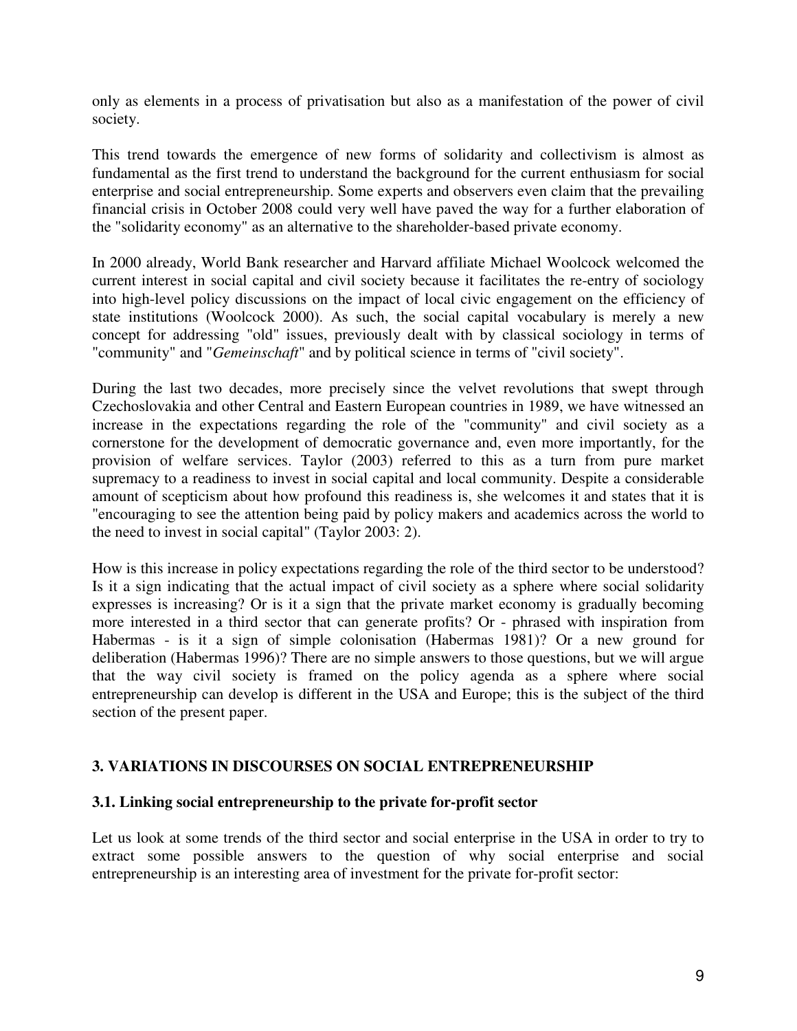only as elements in a process of privatisation but also as a manifestation of the power of civil society.

This trend towards the emergence of new forms of solidarity and collectivism is almost as fundamental as the first trend to understand the background for the current enthusiasm for social enterprise and social entrepreneurship. Some experts and observers even claim that the prevailing financial crisis in October 2008 could very well have paved the way for a further elaboration of the "solidarity economy" as an alternative to the shareholder-based private economy.

In 2000 already, World Bank researcher and Harvard affiliate Michael Woolcock welcomed the current interest in social capital and civil society because it facilitates the re-entry of sociology into high-level policy discussions on the impact of local civic engagement on the efficiency of state institutions (Woolcock 2000). As such, the social capital vocabulary is merely a new concept for addressing "old" issues, previously dealt with by classical sociology in terms of "community" and "*Gemeinschaft*" and by political science in terms of "civil society".

During the last two decades, more precisely since the velvet revolutions that swept through Czechoslovakia and other Central and Eastern European countries in 1989, we have witnessed an increase in the expectations regarding the role of the "community" and civil society as a cornerstone for the development of democratic governance and, even more importantly, for the provision of welfare services. Taylor (2003) referred to this as a turn from pure market supremacy to a readiness to invest in social capital and local community. Despite a considerable amount of scepticism about how profound this readiness is, she welcomes it and states that it is "encouraging to see the attention being paid by policy makers and academics across the world to the need to invest in social capital" (Taylor 2003: 2).

How is this increase in policy expectations regarding the role of the third sector to be understood? Is it a sign indicating that the actual impact of civil society as a sphere where social solidarity expresses is increasing? Or is it a sign that the private market economy is gradually becoming more interested in a third sector that can generate profits? Or - phrased with inspiration from Habermas - is it a sign of simple colonisation (Habermas 1981)? Or a new ground for deliberation (Habermas 1996)? There are no simple answers to those questions, but we will argue that the way civil society is framed on the policy agenda as a sphere where social entrepreneurship can develop is different in the USA and Europe; this is the subject of the third section of the present paper.

## 3. VARIATIONS IN DISCOURSES ON SOCIAL ENTREPRENEURSHIP

### 3.1. Linking social entrepreneurship to the private for-profit sector

Let us look at some trends of the third sector and social enterprise in the USA in order to try to extract some possible answers to the question of why social enterprise and social entrepreneurship is an interesting area of investment for the private for-profit sector: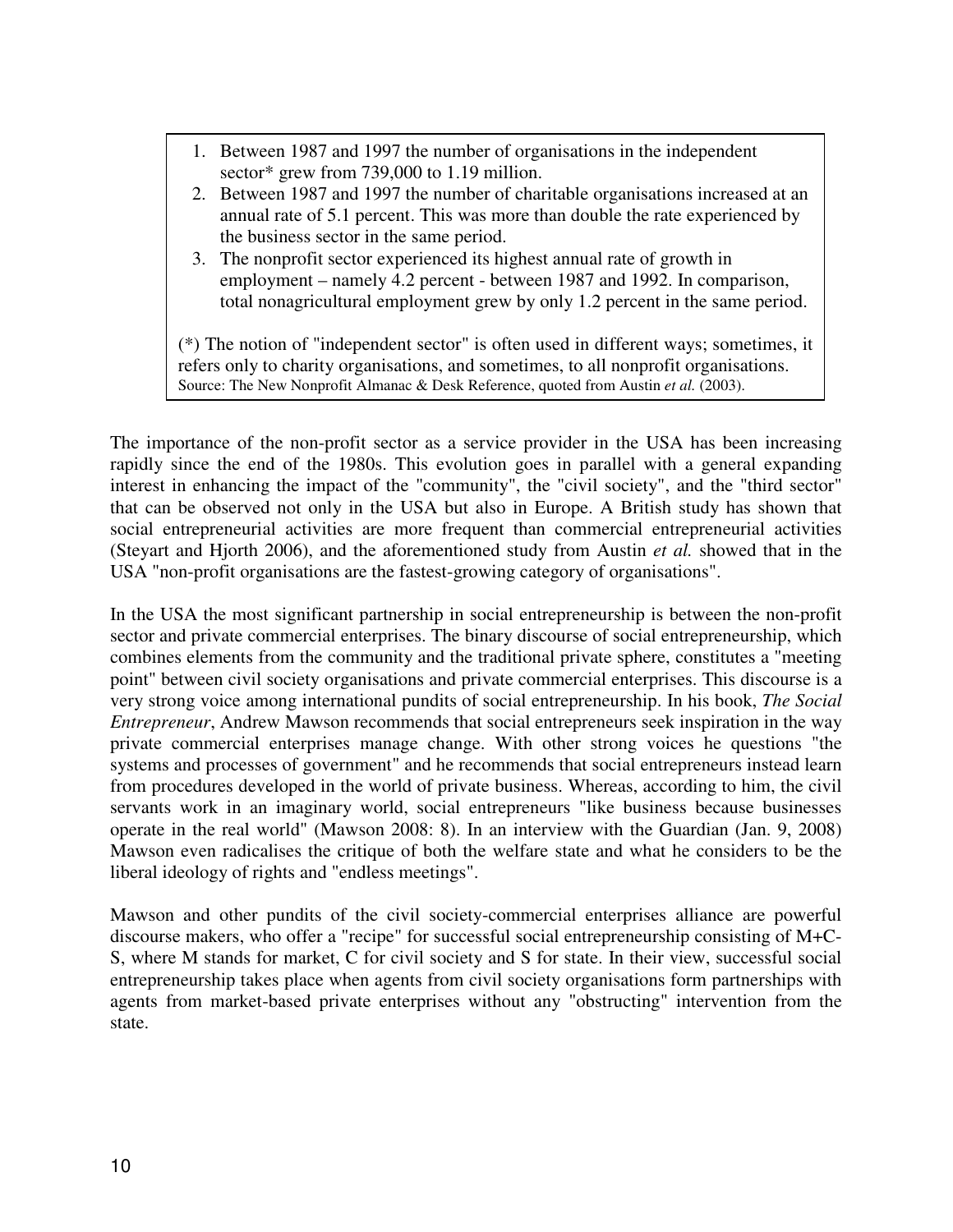1. Between 1987 and 1997 the number of organisations in the independent sector* grew from 739,000 to 1.19 million.
2. Between 1987 and 1997 the number of charitable organisations increased at an annual rate of 5.1 percent. This was more than double the rate experienced by the business sector in the same period.
3. The nonprofit sector experienced its highest annual rate of growth in employment – namely 4.2 percent - between 1987 and 1992. In comparison, total nonagricultural employment grew by only 1.2 percent in the same period.

(*) The notion of "independent sector" is often used in different ways; sometimes, it refers only to charity organisations, and sometimes, to all nonprofit organisations.
Source: The New Nonprofit Almanac & Desk Reference, quoted from Austin *et al.* (2003).

The importance of the non-profit sector as a service provider in the USA has been increasing rapidly since the end of the 1980s. This evolution goes in parallel with a general expanding interest in enhancing the impact of the "community", the "civil society", and the "third sector" that can be observed not only in the USA but also in Europe. A British study has shown that social entrepreneurial activities are more frequent than commercial entrepreneurial activities (Steyart and Hjorth 2006), and the aforementioned study from Austin *et al.* showed that in the USA "non-profit organisations are the fastest-growing category of organisations".

In the USA the most significant partnership in social entrepreneurship is between the non-profit sector and private commercial enterprises. The binary discourse of social entrepreneurship, which combines elements from the community and the traditional private sphere, constitutes a "meeting point" between civil society organisations and private commercial enterprises. This discourse is a very strong voice among international pundits of social entrepreneurship. In his book, *The Social Entrepreneur*, Andrew Mawson recommends that social entrepreneurs seek inspiration in the way private commercial enterprises manage change. With other strong voices he questions "the systems and processes of government" and he recommends that social entrepreneurs instead learn from procedures developed in the world of private business. Whereas, according to him, the civil servants work in an imaginary world, social entrepreneurs "like business because businesses operate in the real world" (Mawson 2008: 8). In an interview with the Guardian (Jan. 9, 2008) Mawson even radicalises the critique of both the welfare state and what he considers to be the liberal ideology of rights and "endless meetings".

Mawson and other pundits of the civil society-commercial enterprises alliance are powerful discourse makers, who offer a "recipe" for successful social entrepreneurship consisting of M+C-S, where M stands for market, C for civil society and S for state. In their view, successful social entrepreneurship takes place when agents from civil society organisations form partnerships with agents from market-based private enterprises without any "obstructing" intervention from the state.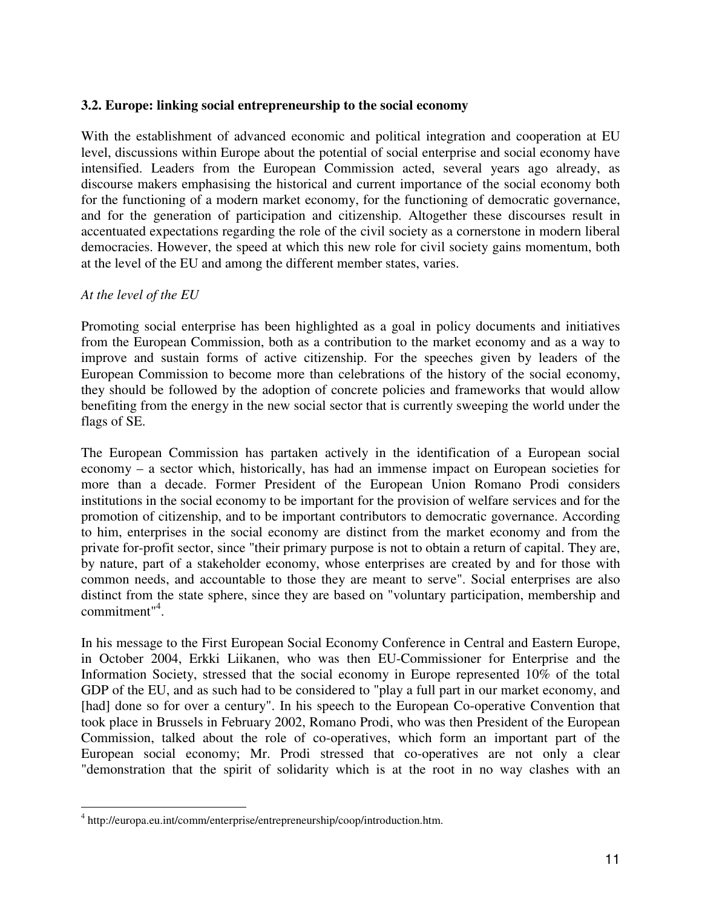### 3.2. Europe: linking social entrepreneurship to the social economy

With the establishment of advanced economic and political integration and cooperation at EU level, discussions within Europe about the potential of social enterprise and social economy have intensified. Leaders from the European Commission acted, several years ago already, as discourse makers emphasising the historical and current importance of the social economy both for the functioning of a modern market economy, for the functioning of democratic governance, and for the generation of participation and citizenship. Altogether these discourses result in accentuated expectations regarding the role of the civil society as a cornerstone in modern liberal democracies. However, the speed at which this new role for civil society gains momentum, both at the level of the EU and among the different member states, varies.

*At the level of the EU*

Promoting social enterprise has been highlighted as a goal in policy documents and initiatives from the European Commission, both as a contribution to the market economy and as a way to improve and sustain forms of active citizenship. For the speeches given by leaders of the European Commission to become more than celebrations of the history of the social economy, they should be followed by the adoption of concrete policies and frameworks that would allow benefiting from the energy in the new social sector that is currently sweeping the world under the flags of SE.

The European Commission has partaken actively in the identification of a European social economy – a sector which, historically, has had an immense impact on European societies for more than a decade. Former President of the European Union Romano Prodi considers institutions in the social economy to be important for the provision of welfare services and for the promotion of citizenship, and to be important contributors to democratic governance. According to him, enterprises in the social economy are distinct from the market economy and from the private for-profit sector, since "their primary purpose is not to obtain a return of capital. They are, by nature, part of a stakeholder economy, whose enterprises are created by and for those with common needs, and accountable to those they are meant to serve". Social enterprises are also distinct from the state sphere, since they are based on "voluntary participation, membership and commitment"[4].

In his message to the First European Social Economy Conference in Central and Eastern Europe, in October 2004, Erkki Liikanen, who was then EU-Commissioner for Enterprise and the Information Society, stressed that the social economy in Europe represented 10% of the total GDP of the EU, and as such had to be considered to "play a full part in our market economy, and [had] done so for over a century". In his speech to the European Co-operative Convention that took place in Brussels in February 2002, Romano Prodi, who was then President of the European Commission, talked about the role of co-operatives, which form an important part of the European social economy; Mr. Prodi stressed that co-operatives are not only a clear "demonstration that the spirit of solidarity which is at the root in no way clashes with an

---

[4] http://europa.eu.int/comm/enterprise/entrepreneurship/coop/introduction.htm.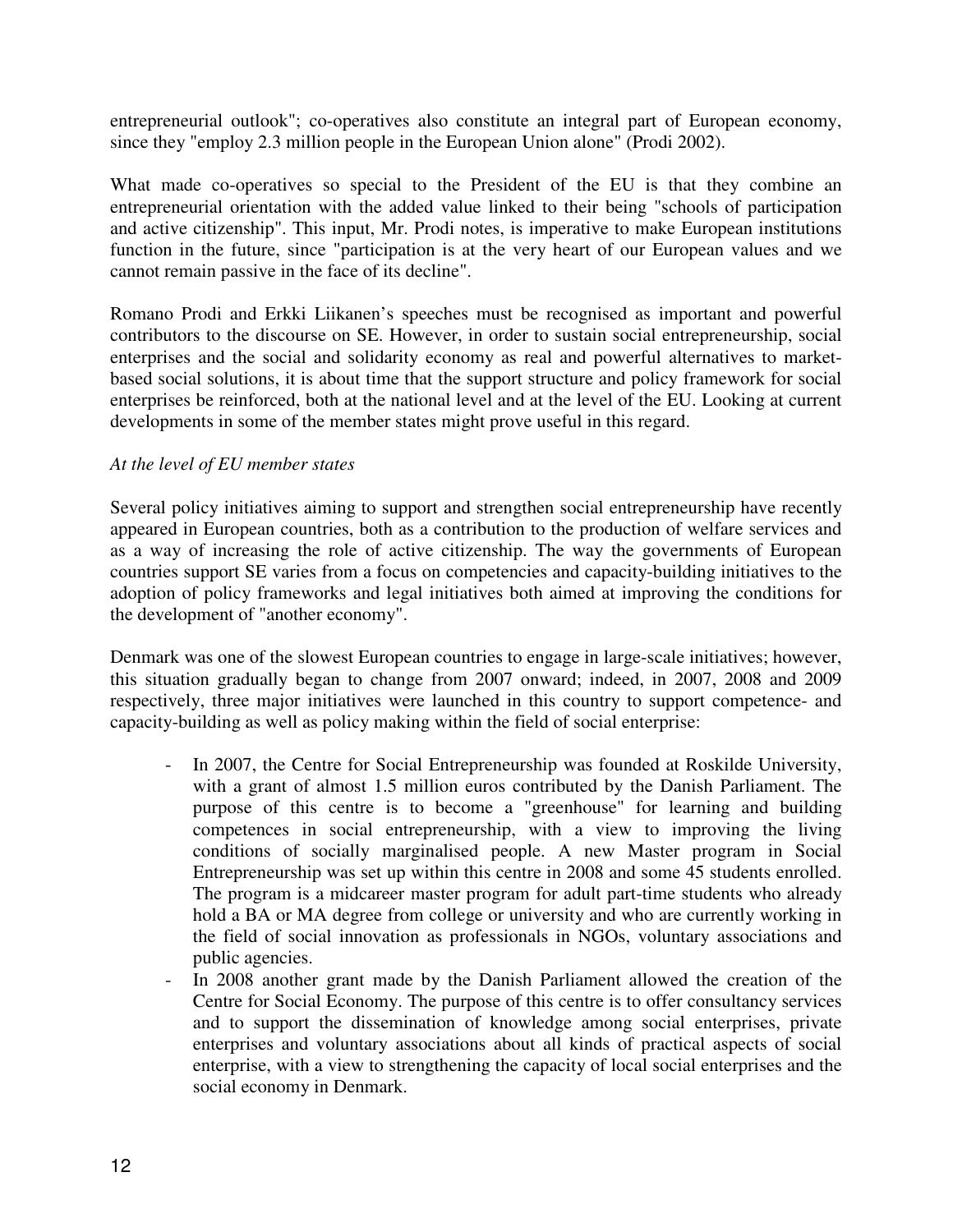entrepreneurial outlook"; co-operatives also constitute an integral part of European economy, since they "employ 2.3 million people in the European Union alone" (Prodi 2002).

What made co-operatives so special to the President of the EU is that they combine an entrepreneurial orientation with the added value linked to their being "schools of participation and active citizenship". This input, Mr. Prodi notes, is imperative to make European institutions function in the future, since "participation is at the very heart of our European values and we cannot remain passive in the face of its decline".

Romano Prodi and Erkki Liikanen's speeches must be recognised as important and powerful contributors to the discourse on SE. However, in order to sustain social entrepreneurship, social enterprises and the social and solidarity economy as real and powerful alternatives to market-based social solutions, it is about time that the support structure and policy framework for social enterprises be reinforced, both at the national level and at the level of the EU. Looking at current developments in some of the member states might prove useful in this regard.

*At the level of EU member states*

Several policy initiatives aiming to support and strengthen social entrepreneurship have recently appeared in European countries, both as a contribution to the production of welfare services and as a way of increasing the role of active citizenship. The way the governments of European countries support SE varies from a focus on competencies and capacity-building initiatives to the adoption of policy frameworks and legal initiatives both aimed at improving the conditions for the development of "another economy".

Denmark was one of the slowest European countries to engage in large-scale initiatives; however, this situation gradually began to change from 2007 onward; indeed, in 2007, 2008 and 2009 respectively, three major initiatives were launched in this country to support competence- and capacity-building as well as policy making within the field of social enterprise:

- In 2007, the Centre for Social Entrepreneurship was founded at Roskilde University, with a grant of almost 1.5 million euros contributed by the Danish Parliament. The purpose of this centre is to become a "greenhouse" for learning and building competences in social entrepreneurship, with a view to improving the living conditions of socially marginalised people. A new Master program in Social Entrepreneurship was set up within this centre in 2008 and some 45 students enrolled. The program is a midcareer master program for adult part-time students who already hold a BA or MA degree from college or university and who are currently working in the field of social innovation as professionals in NGOs, voluntary associations and public agencies.
- In 2008 another grant made by the Danish Parliament allowed the creation of the Centre for Social Economy. The purpose of this centre is to offer consultancy services and to support the dissemination of knowledge among social enterprises, private enterprises and voluntary associations about all kinds of practical aspects of social enterprise, with a view to strengthening the capacity of local social enterprises and the social economy in Denmark.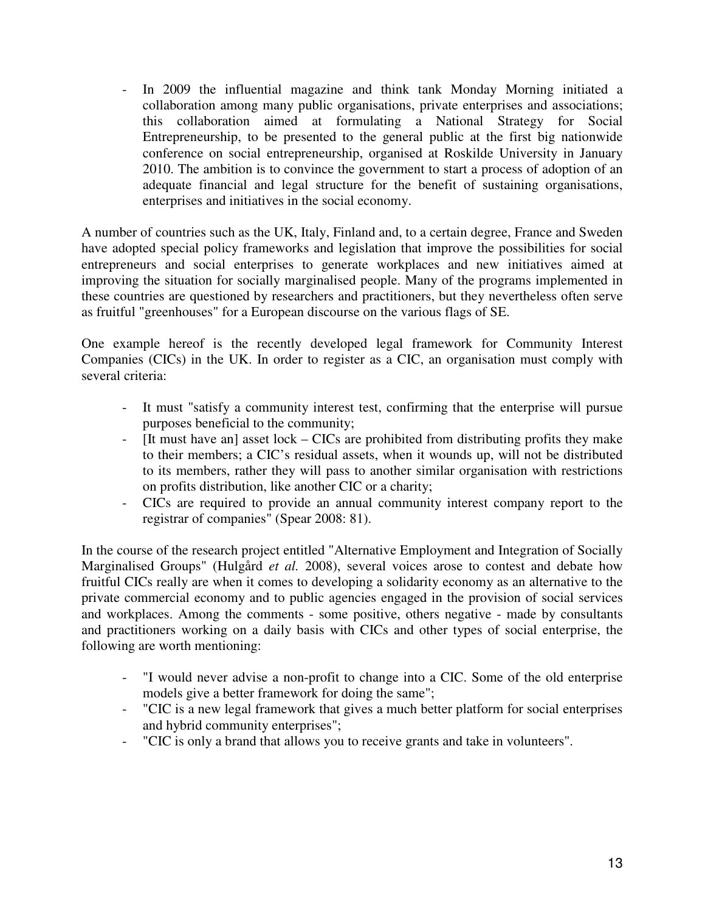- In 2009 the influential magazine and think tank Monday Morning initiated a collaboration among many public organisations, private enterprises and associations; this collaboration aimed at formulating a National Strategy for Social Entrepreneurship, to be presented to the general public at the first big nationwide conference on social entrepreneurship, organised at Roskilde University in January 2010. The ambition is to convince the government to start a process of adoption of an adequate financial and legal structure for the benefit of sustaining organisations, enterprises and initiatives in the social economy.

A number of countries such as the UK, Italy, Finland and, to a certain degree, France and Sweden have adopted special policy frameworks and legislation that improve the possibilities for social entrepreneurs and social enterprises to generate workplaces and new initiatives aimed at improving the situation for socially marginalised people. Many of the programs implemented in these countries are questioned by researchers and practitioners, but they nevertheless often serve as fruitful "greenhouses" for a European discourse on the various flags of SE.

One example hereof is the recently developed legal framework for Community Interest Companies (CICs) in the UK. In order to register as a CIC, an organisation must comply with several criteria:

- It must "satisfy a community interest test, confirming that the enterprise will pursue purposes beneficial to the community;
- [It must have an] asset lock – CICs are prohibited from distributing profits they make to their members; a CIC's residual assets, when it wounds up, will not be distributed to its members, rather they will pass to another similar organisation with restrictions on profits distribution, like another CIC or a charity;
- CICs are required to provide an annual community interest company report to the registrar of companies" (Spear 2008: 81).

In the course of the research project entitled "Alternative Employment and Integration of Socially Marginalised Groups" (Hulgård *et al.* 2008), several voices arose to contest and debate how fruitful CICs really are when it comes to developing a solidarity economy as an alternative to the private commercial economy and to public agencies engaged in the provision of social services and workplaces. Among the comments - some positive, others negative - made by consultants and practitioners working on a daily basis with CICs and other types of social enterprise, the following are worth mentioning:

- "I would never advise a non-profit to change into a CIC. Some of the old enterprise models give a better framework for doing the same";
- "CIC is a new legal framework that gives a much better platform for social enterprises and hybrid community enterprises";
- "CIC is only a brand that allows you to receive grants and take in volunteers".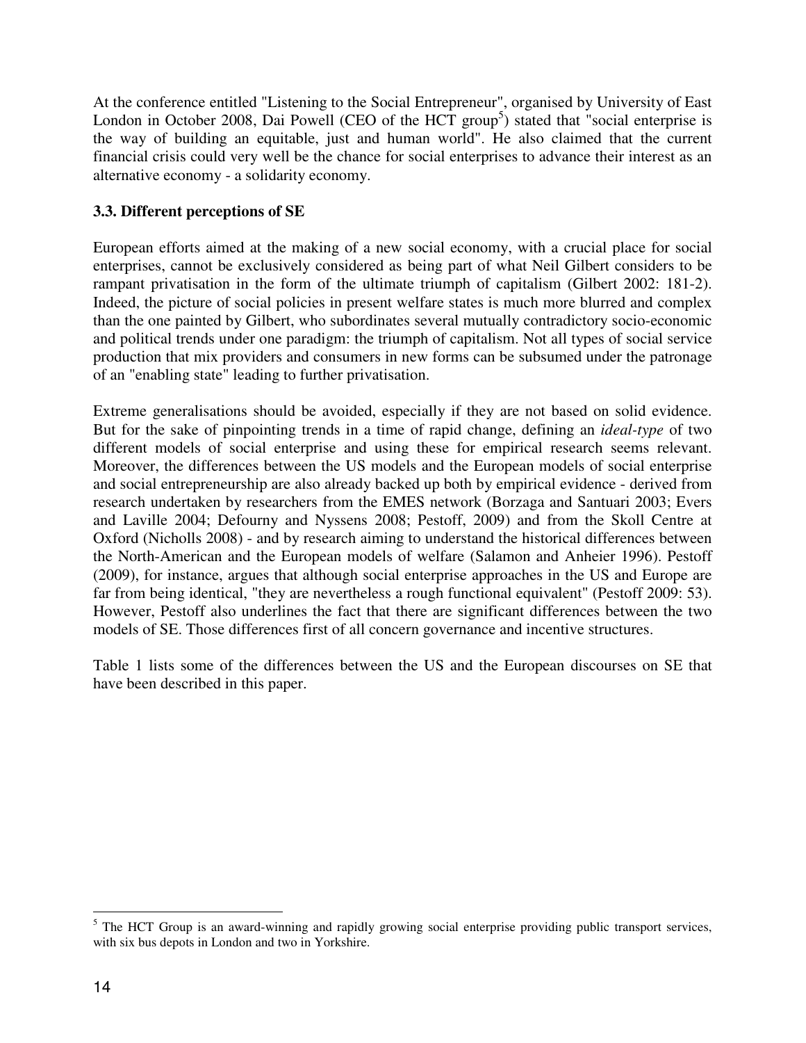At the conference entitled "Listening to the Social Entrepreneur", organised by University of East London in October 2008, Dai Powell (CEO of the HCT group[5]) stated that "social enterprise is the way of building an equitable, just and human world". He also claimed that the current financial crisis could very well be the chance for social enterprises to advance their interest as an alternative economy - a solidarity economy.

### 3.3. Different perceptions of SE

European efforts aimed at the making of a new social economy, with a crucial place for social enterprises, cannot be exclusively considered as being part of what Neil Gilbert considers to be rampant privatisation in the form of the ultimate triumph of capitalism (Gilbert 2002: 181-2). Indeed, the picture of social policies in present welfare states is much more blurred and complex than the one painted by Gilbert, who subordinates several mutually contradictory socio-economic and political trends under one paradigm: the triumph of capitalism. Not all types of social service production that mix providers and consumers in new forms can be subsumed under the patronage of an "enabling state" leading to further privatisation.

Extreme generalisations should be avoided, especially if they are not based on solid evidence. But for the sake of pinpointing trends in a time of rapid change, defining an *ideal-type* of two different models of social enterprise and using these for empirical research seems relevant. Moreover, the differences between the US models and the European models of social enterprise and social entrepreneurship are also already backed up both by empirical evidence - derived from research undertaken by researchers from the EMES network (Borzaga and Santuari 2003; Evers and Laville 2004; Defourny and Nyssens 2008; Pestoff, 2009) and from the Skoll Centre at Oxford (Nicholls 2008) - and by research aiming to understand the historical differences between the North-American and the European models of welfare (Salamon and Anheier 1996). Pestoff (2009), for instance, argues that although social enterprise approaches in the US and Europe are far from being identical, "they are nevertheless a rough functional equivalent" (Pestoff 2009: 53). However, Pestoff also underlines the fact that there are significant differences between the two models of SE. Those differences first of all concern governance and incentive structures.

Table 1 lists some of the differences between the US and the European discourses on SE that have been described in this paper.

[5] The HCT Group is an award-winning and rapidly growing social enterprise providing public transport services, with six bus depots in London and two in Yorkshire.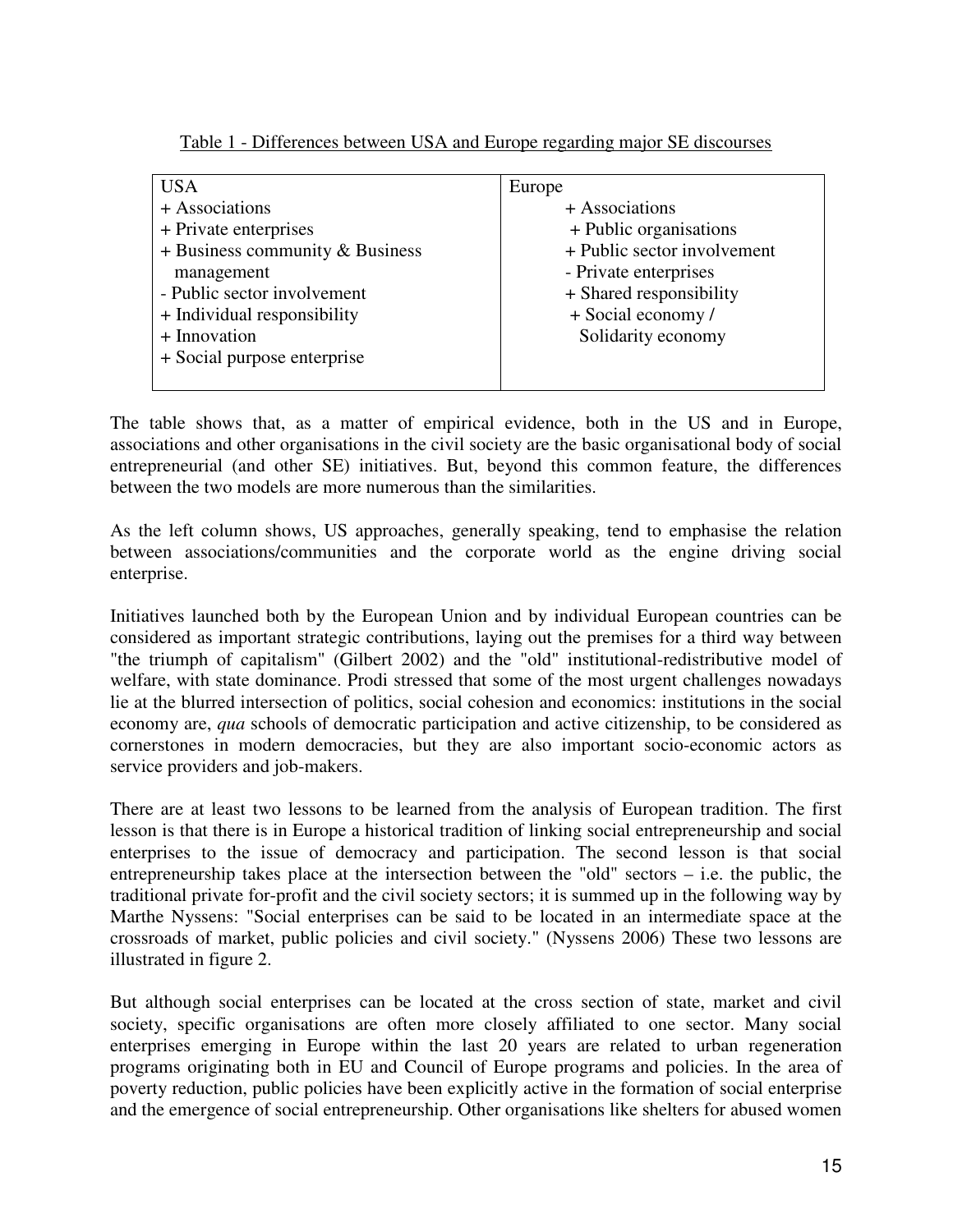Table 1 - Differences between USA and Europe regarding major SE discourses

| USA | Europe |
|---|---|
| + Associations | + Associations |
| + Private enterprises | + Public organisations |
| + Business community & Business management | + Public sector involvement |
| - Public sector involvement | - Private enterprises |
| + Individual responsibility | + Shared responsibility |
| + Innovation | + Social economy / Solidarity economy |
| + Social purpose enterprise | |

The table shows that, as a matter of empirical evidence, both in the US and in Europe, associations and other organisations in the civil society are the basic organisational body of social entrepreneurial (and other SE) initiatives. But, beyond this common feature, the differences between the two models are more numerous than the similarities.

As the left column shows, US approaches, generally speaking, tend to emphasise the relation between associations/communities and the corporate world as the engine driving social enterprise.

Initiatives launched both by the European Union and by individual European countries can be considered as important strategic contributions, laying out the premises for a third way between "the triumph of capitalism" (Gilbert 2002) and the "old" institutional-redistributive model of welfare, with state dominance. Prodi stressed that some of the most urgent challenges nowadays lie at the blurred intersection of politics, social cohesion and economics: institutions in the social economy are, *qua* schools of democratic participation and active citizenship, to be considered as cornerstones in modern democracies, but they are also important socio-economic actors as service providers and job-makers.

There are at least two lessons to be learned from the analysis of European tradition. The first lesson is that there is in Europe a historical tradition of linking social entrepreneurship and social enterprises to the issue of democracy and participation. The second lesson is that social entrepreneurship takes place at the intersection between the "old" sectors – i.e. the public, the traditional private for-profit and the civil society sectors; it is summed up in the following way by Marthe Nyssens: "Social enterprises can be said to be located in an intermediate space at the crossroads of market, public policies and civil society." (Nyssens 2006) These two lessons are illustrated in figure 2.

But although social enterprises can be located at the cross section of state, market and civil society, specific organisations are often more closely affiliated to one sector. Many social enterprises emerging in Europe within the last 20 years are related to urban regeneration programs originating both in EU and Council of Europe programs and policies. In the area of poverty reduction, public policies have been explicitly active in the formation of social enterprise and the emergence of social entrepreneurship. Other organisations like shelters for abused women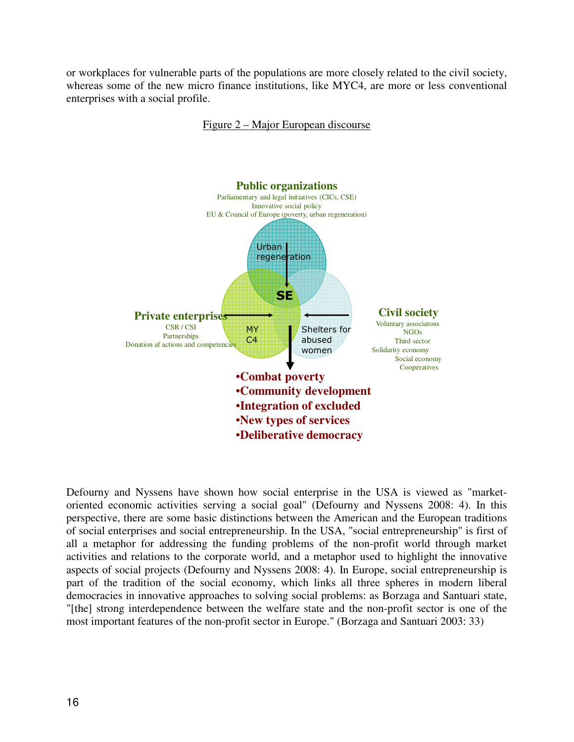or workplaces for vulnerable parts of the populations are more closely related to the civil society, whereas some of the new micro finance institutions, like MYC4, are more or less conventional enterprises with a social profile.

Figure 2 – Major European discourse

**Public organizations**
Parliamentary and legal initiatives (CICs, CSE)
Innovative social policy
EU & Council of Europe (poverty, urban regeneration)

Urban regeneration

SE

**Private enterprises**
CSR / CSI
Partnerships
Donation af actions and competencies

MY C4

Shelters for abused women

**Civil society**
Voluntary associatons
NGOs
Third sector
Solidarity economy
Social economy
Cooperatives

- **Combat poverty**
- **Community development**
- **Integration of excluded**
- **New types of services**
- **Deliberative democracy**

Defourny and Nyssens have shown how social enterprise in the USA is viewed as "market-oriented economic activities serving a social goal" (Defourny and Nyssens 2008: 4). In this perspective, there are some basic distinctions between the American and the European traditions of social enterprises and social entrepreneurship. In the USA, "social entrepreneurship" is first of all a metaphor for addressing the funding problems of the non-profit world through market activities and relations to the corporate world, and a metaphor used to highlight the innovative aspects of social projects (Defourny and Nyssens 2008: 4). In Europe, social entrepreneurship is part of the tradition of the social economy, which links all three spheres in modern liberal democracies in innovative approaches to solving social problems: as Borzaga and Santuari state, "[the] strong interdependence between the welfare state and the non-profit sector is one of the most important features of the non-profit sector in Europe." (Borzaga and Santuari 2003: 33)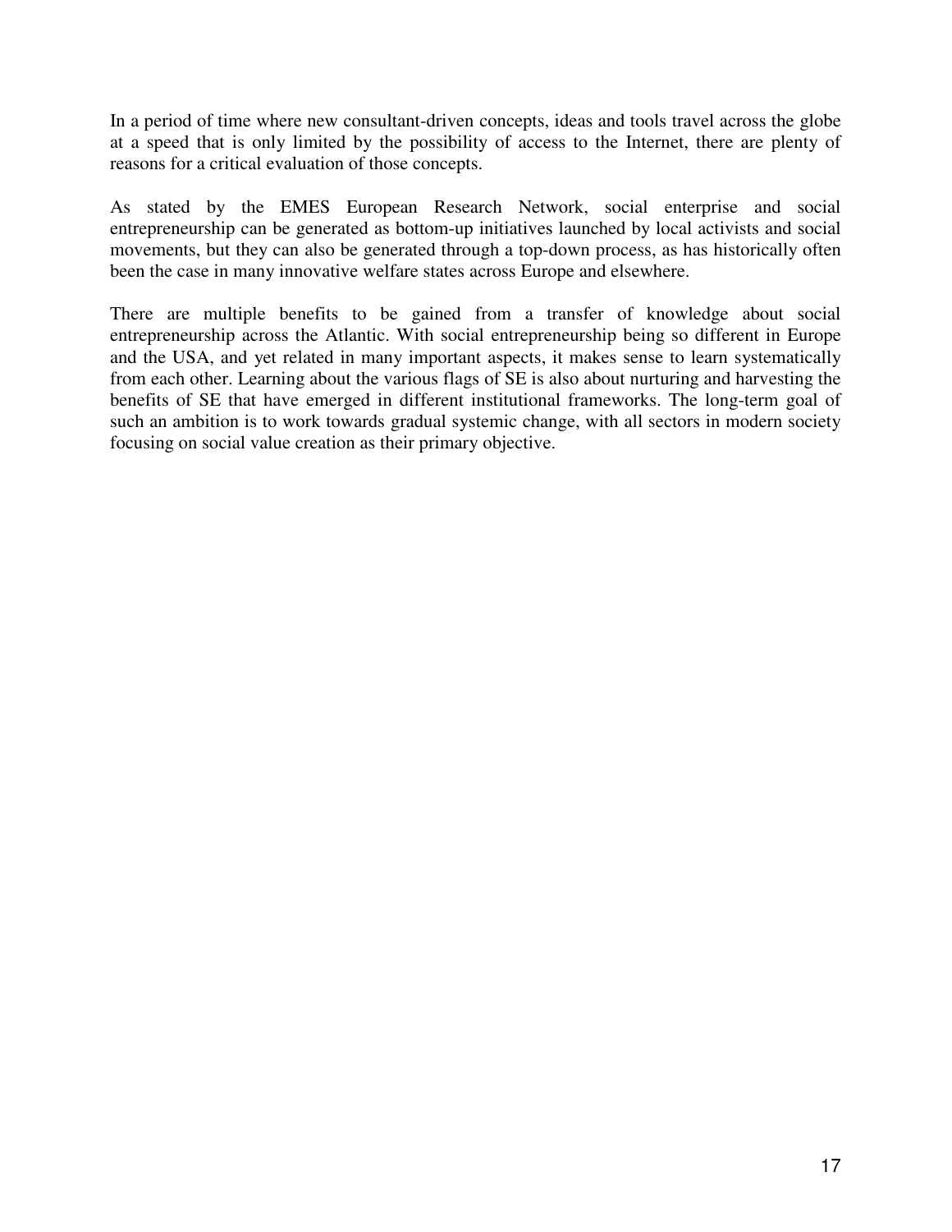In a period of time where new consultant-driven concepts, ideas and tools travel across the globe at a speed that is only limited by the possibility of access to the Internet, there are plenty of reasons for a critical evaluation of those concepts.

As stated by the EMES European Research Network, social enterprise and social entrepreneurship can be generated as bottom-up initiatives launched by local activists and social movements, but they can also be generated through a top-down process, as has historically often been the case in many innovative welfare states across Europe and elsewhere.

There are multiple benefits to be gained from a transfer of knowledge about social entrepreneurship across the Atlantic. With social entrepreneurship being so different in Europe and the USA, and yet related in many important aspects, it makes sense to learn systematically from each other. Learning about the various flags of SE is also about nurturing and harvesting the benefits of SE that have emerged in different institutional frameworks. The long-term goal of such an ambition is to work towards gradual systemic change, with all sectors in modern society focusing on social value creation as their primary objective.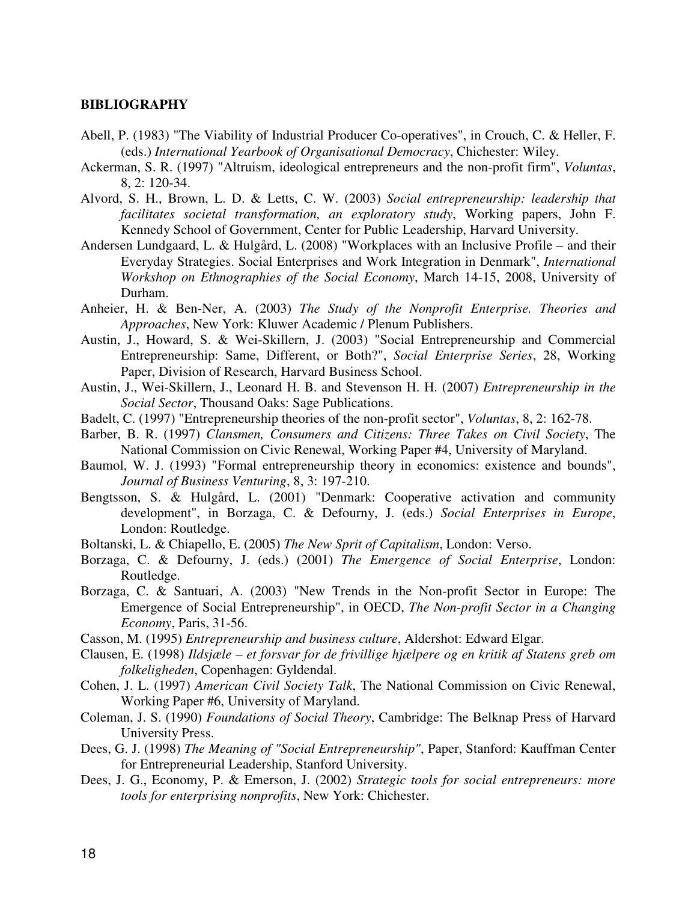## BIBLIOGRAPHY

Abell, P. (1983) "The Viability of Industrial Producer Co-operatives", in Crouch, C. & Heller, F. (eds.) *International Yearbook of Organisational Democracy*, Chichester: Wiley.

Ackerman, S. R. (1997) "Altruism, ideological entrepreneurs and the non-profit firm", *Voluntas*, 8, 2: 120-34.

Alvord, S. H., Brown, L. D. & Letts, C. W. (2003) *Social entrepreneurship: leadership that facilitates societal transformation, an exploratory study*, Working papers, John F. Kennedy School of Government, Center for Public Leadership, Harvard University.

Andersen Lundgaard, L. & Hulgård, L. (2008) "Workplaces with an Inclusive Profile – and their Everyday Strategies. Social Enterprises and Work Integration in Denmark", *International Workshop on Ethnographies of the Social Economy*, March 14-15, 2008, University of Durham.

Anheier, H. & Ben-Ner, A. (2003) *The Study of the Nonprofit Enterprise. Theories and Approaches*, New York: Kluwer Academic / Plenum Publishers.

Austin, J., Howard, S. & Wei-Skillern, J. (2003) "Social Entrepreneurship and Commercial Entrepreneurship: Same, Different, or Both?", *Social Enterprise Series*, 28, Working Paper, Division of Research, Harvard Business School.

Austin, J., Wei-Skillern, J., Leonard H. B. and Stevenson H. H. (2007) *Entrepreneurship in the Social Sector*, Thousand Oaks: Sage Publications.

Badelt, C. (1997) "Entrepreneurship theories of the non-profit sector", *Voluntas*, 8, 2: 162-78.

Barber, B. R. (1997) *Clansmen, Consumers and Citizens: Three Takes on Civil Society*, The National Commission on Civic Renewal, Working Paper #4, University of Maryland.

Baumol, W. J. (1993) "Formal entrepreneurship theory in economics: existence and bounds", *Journal of Business Venturing*, 8, 3: 197-210.

Bengtsson, S. & Hulgård, L. (2001) "Denmark: Cooperative activation and community development", in Borzaga, C. & Defourny, J. (eds.) *Social Enterprises in Europe*, London: Routledge.

Boltanski, L. & Chiapello, E. (2005) *The New Sprit of Capitalism*, London: Verso.

Borzaga, C. & Defourny, J. (eds.) (2001) *The Emergence of Social Enterprise*, London: Routledge.

Borzaga, C. & Santuari, A. (2003) "New Trends in the Non-profit Sector in Europe: The Emergence of Social Entrepreneurship", in OECD, *The Non-profit Sector in a Changing Economy*, Paris, 31-56.

Casson, M. (1995) *Entrepreneurship and business culture*, Aldershot: Edward Elgar.

Clausen, E. (1998) *Ildsjæle – et forsvar for de frivillige hjælpere og en kritik af Statens greb om folkeligheden*, Copenhagen: Gyldendal.

Cohen, J. L. (1997) *American Civil Society Talk*, The National Commission on Civic Renewal, Working Paper #6, University of Maryland.

Coleman, J. S. (1990) *Foundations of Social Theory*, Cambridge: The Belknap Press of Harvard University Press.

Dees, G. J. (1998) *The Meaning of "Social Entrepreneurship"*, Paper, Stanford: Kauffman Center for Entrepreneurial Leadership, Stanford University.

Dees, J. G., Economy, P. & Emerson, J. (2002) *Strategic tools for social entrepreneurs: more tools for enterprising nonprofits*, New York: Chichester.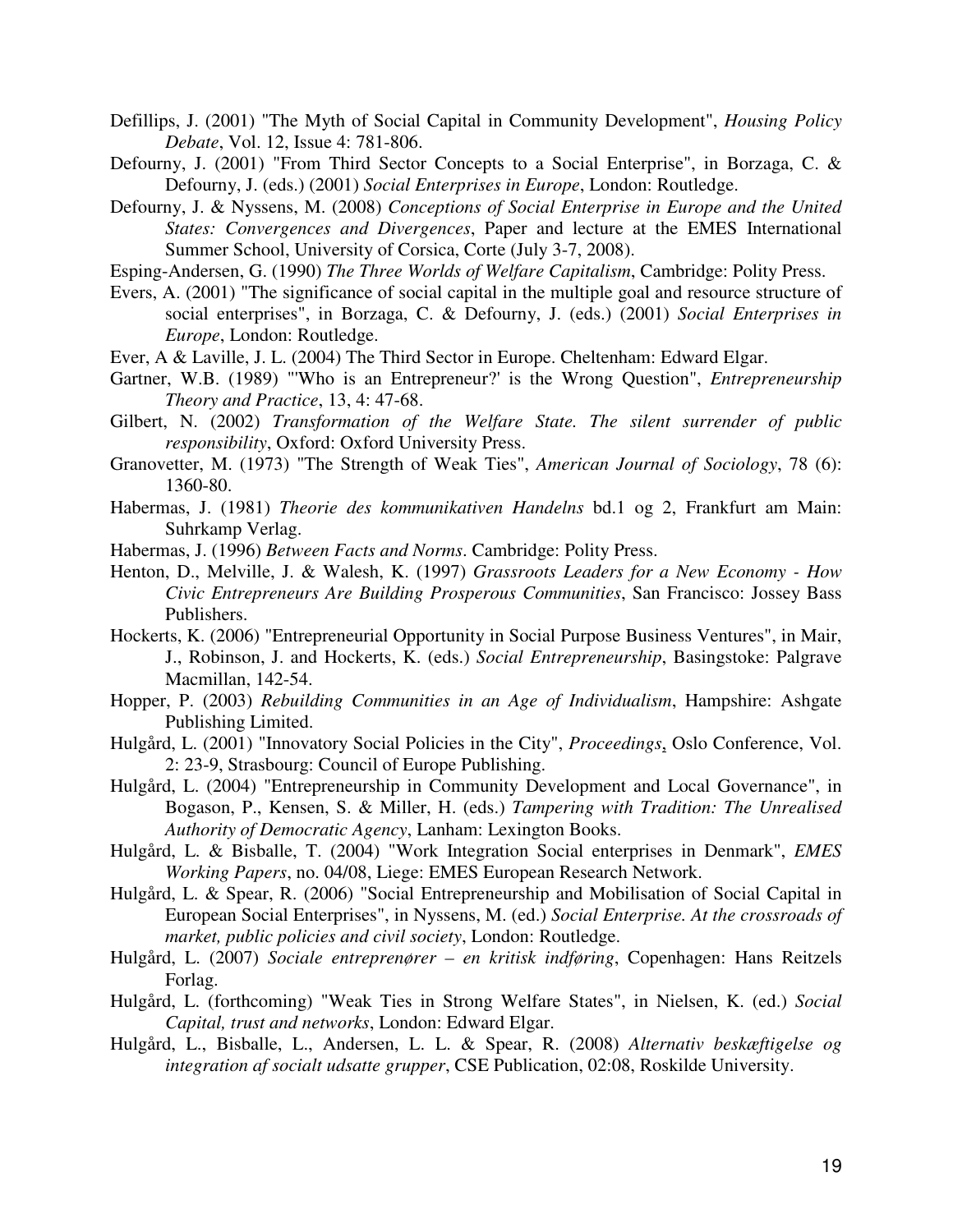Defillips, J. (2001) "The Myth of Social Capital in Community Development", *Housing Policy Debate*, Vol. 12, Issue 4: 781-806.

Defourny, J. (2001) "From Third Sector Concepts to a Social Enterprise", in Borzaga, C. & Defourny, J. (eds.) (2001) *Social Enterprises in Europe*, London: Routledge.

Defourny, J. & Nyssens, M. (2008) *Conceptions of Social Enterprise in Europe and the United States: Convergences and Divergences*, Paper and lecture at the EMES International Summer School, University of Corsica, Corte (July 3-7, 2008).

Esping-Andersen, G. (1990) *The Three Worlds of Welfare Capitalism*, Cambridge: Polity Press.

Evers, A. (2001) "The significance of social capital in the multiple goal and resource structure of social enterprises", in Borzaga, C. & Defourny, J. (eds.) (2001) *Social Enterprises in Europe*, London: Routledge.

Ever, A & Laville, J. L. (2004) The Third Sector in Europe. Cheltenham: Edward Elgar.

Gartner, W.B. (1989) "'Who is an Entrepreneur?' is the Wrong Question", *Entrepreneurship Theory and Practice*, 13, 4: 47-68.

Gilbert, N. (2002) *Transformation of the Welfare State. The silent surrender of public responsibility*, Oxford: Oxford University Press.

Granovetter, M. (1973) "The Strength of Weak Ties", *American Journal of Sociology*, 78 (6): 1360-80.

Habermas, J. (1981) *Theorie des kommunikativen Handelns* bd.1 og 2, Frankfurt am Main: Suhrkamp Verlag.

Habermas, J. (1996) *Between Facts and Norms*. Cambridge: Polity Press.

Henton, D., Melville, J. & Walesh, K. (1997) *Grassroots Leaders for a New Economy - How Civic Entrepreneurs Are Building Prosperous Communities*, San Francisco: Jossey Bass Publishers.

Hockerts, K. (2006) "Entrepreneurial Opportunity in Social Purpose Business Ventures", in Mair, J., Robinson, J. and Hockerts, K. (eds.) *Social Entrepreneurship*, Basingstoke: Palgrave Macmillan, 142-54.

Hopper, P. (2003) *Rebuilding Communities in an Age of Individualism*, Hampshire: Ashgate Publishing Limited.

Hulgård, L. (2001) "Innovatory Social Policies in the City", *Proceedings*, Oslo Conference, Vol. 2: 23-9, Strasbourg: Council of Europe Publishing.

Hulgård, L. (2004) "Entrepreneurship in Community Development and Local Governance", in Bogason, P., Kensen, S. & Miller, H. (eds.) *Tampering with Tradition: The Unrealised Authority of Democratic Agency*, Lanham: Lexington Books.

Hulgård, L. & Bisballe, T. (2004) "Work Integration Social enterprises in Denmark", *EMES Working Papers*, no. 04/08, Liege: EMES European Research Network.

Hulgård, L. & Spear, R. (2006) "Social Entrepreneurship and Mobilisation of Social Capital in European Social Enterprises", in Nyssens, M. (ed.) *Social Enterprise. At the crossroads of market, public policies and civil society*, London: Routledge.

Hulgård, L. (2007) *Sociale entreprenører – en kritisk indføring*, Copenhagen: Hans Reitzels Forlag.

Hulgård, L. (forthcoming) "Weak Ties in Strong Welfare States", in Nielsen, K. (ed.) *Social Capital, trust and networks*, London: Edward Elgar.

Hulgård, L., Bisballe, L., Andersen, L. L. & Spear, R. (2008) *Alternativ beskæftigelse og integration af socialt udsatte grupper*, CSE Publication, 02:08, Roskilde University.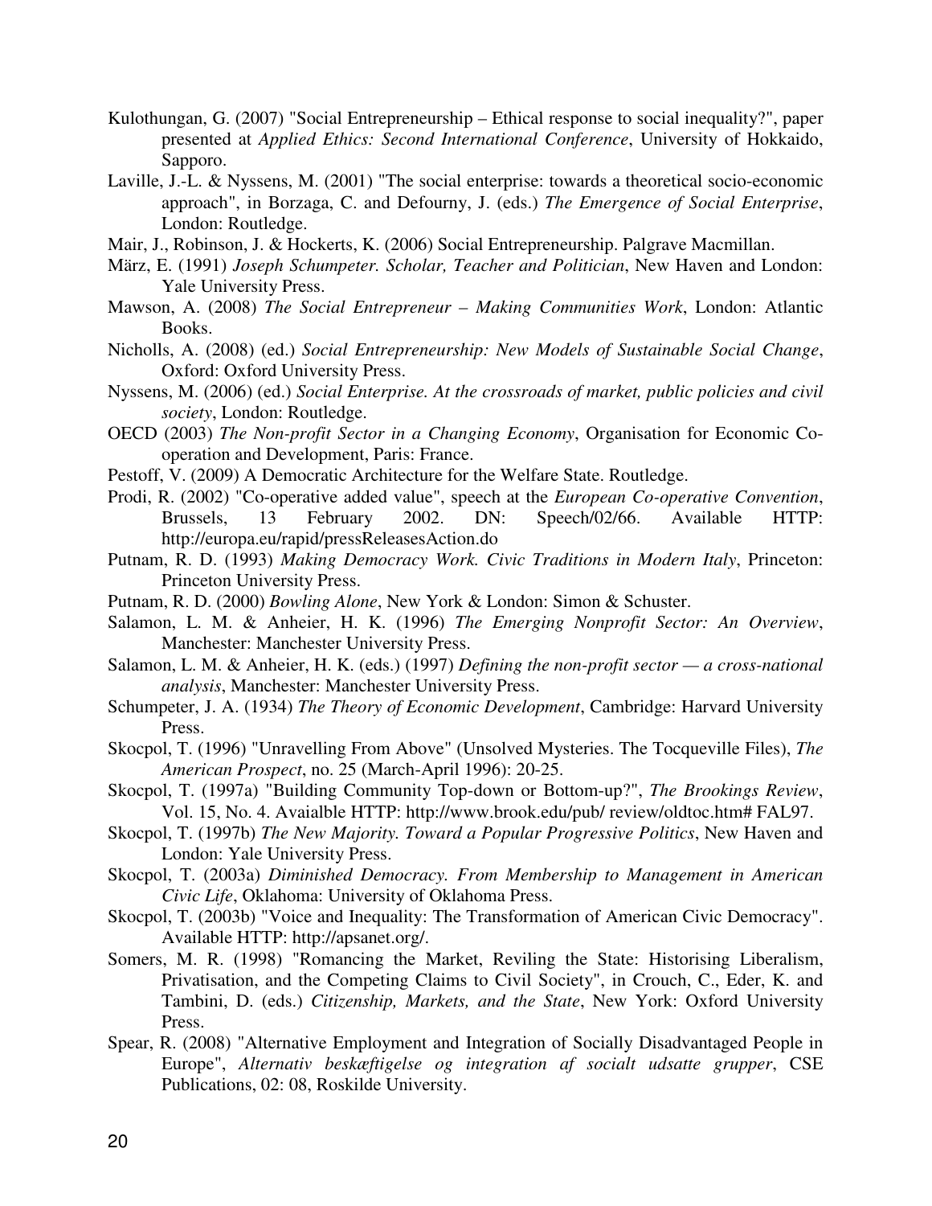Kulothungan, G. (2007) "Social Entrepreneurship – Ethical response to social inequality?", paper presented at *Applied Ethics: Second International Conference*, University of Hokkaido, Sapporo.

Laville, J.-L. & Nyssens, M. (2001) "The social enterprise: towards a theoretical socio-economic approach", in Borzaga, C. and Defourny, J. (eds.) *The Emergence of Social Enterprise*, London: Routledge.

Mair, J., Robinson, J. & Hockerts, K. (2006) Social Entrepreneurship. Palgrave Macmillan.

März, E. (1991) *Joseph Schumpeter. Scholar, Teacher and Politician*, New Haven and London: Yale University Press.

Mawson, A. (2008) *The Social Entrepreneur – Making Communities Work*, London: Atlantic Books.

Nicholls, A. (2008) (ed.) *Social Entrepreneurship: New Models of Sustainable Social Change*, Oxford: Oxford University Press.

Nyssens, M. (2006) (ed.) *Social Enterprise. At the crossroads of market, public policies and civil society*, London: Routledge.

OECD (2003) *The Non-profit Sector in a Changing Economy*, Organisation for Economic Co-operation and Development, Paris: France.

Pestoff, V. (2009) A Democratic Architecture for the Welfare State. Routledge.

Prodi, R. (2002) "Co-operative added value", speech at the *European Co-operative Convention*, Brussels, 13 February 2002. DN: Speech/02/66. Available HTTP: http://europa.eu/rapid/pressReleasesAction.do

Putnam, R. D. (1993) *Making Democracy Work. Civic Traditions in Modern Italy*, Princeton: Princeton University Press.

Putnam, R. D. (2000) *Bowling Alone*, New York & London: Simon & Schuster.

Salamon, L. M. & Anheier, H. K. (1996) *The Emerging Nonprofit Sector: An Overview*, Manchester: Manchester University Press.

Salamon, L. M. & Anheier, H. K. (eds.) (1997) *Defining the non-profit sector — a cross-national analysis*, Manchester: Manchester University Press.

Schumpeter, J. A. (1934) *The Theory of Economic Development*, Cambridge: Harvard University Press.

Skocpol, T. (1996) "Unravelling From Above" (Unsolved Mysteries. The Tocqueville Files), *The American Prospect*, no. 25 (March-April 1996): 20-25.

Skocpol, T. (1997a) "Building Community Top-down or Bottom-up?", *The Brookings Review*, Vol. 15, No. 4. Avaialble HTTP: http://www.brook.edu/pub/ review/oldtoc.htm# FAL97.

Skocpol, T. (1997b) *The New Majority. Toward a Popular Progressive Politics*, New Haven and London: Yale University Press.

Skocpol, T. (2003a) *Diminished Democracy. From Membership to Management in American Civic Life*, Oklahoma: University of Oklahoma Press.

Skocpol, T. (2003b) "Voice and Inequality: The Transformation of American Civic Democracy". Available HTTP: http://apsanet.org/.

Somers, M. R. (1998) "Romancing the Market, Reviling the State: Historising Liberalism, Privatisation, and the Competing Claims to Civil Society", in Crouch, C., Eder, K. and Tambini, D. (eds.) *Citizenship, Markets, and the State*, New York: Oxford University Press.

Spear, R. (2008) "Alternative Employment and Integration of Socially Disadvantaged People in Europe", *Alternativ beskæftigelse og integration af socialt udsatte grupper*, CSE Publications, 02: 08, Roskilde University.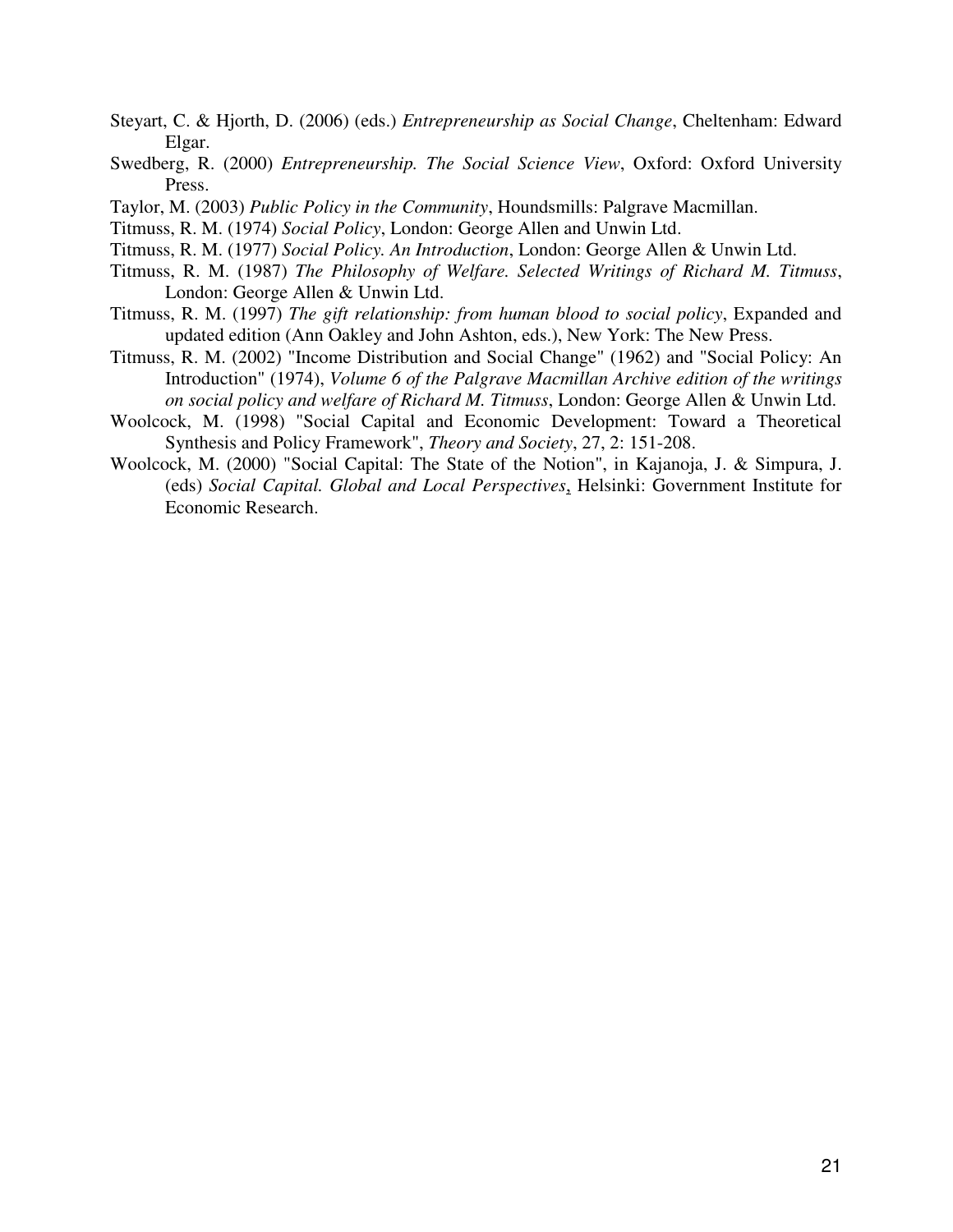Steyart, C. & Hjorth, D. (2006) (eds.) *Entrepreneurship as Social Change*, Cheltenham: Edward Elgar.

Swedberg, R. (2000) *Entrepreneurship. The Social Science View*, Oxford: Oxford University Press.

Taylor, M. (2003) *Public Policy in the Community*, Houndsmills: Palgrave Macmillan.

Titmuss, R. M. (1974) *Social Policy*, London: George Allen and Unwin Ltd.

Titmuss, R. M. (1977) *Social Policy. An Introduction*, London: George Allen & Unwin Ltd.

Titmuss, R. M. (1987) *The Philosophy of Welfare. Selected Writings of Richard M. Titmuss*, London: George Allen & Unwin Ltd.

Titmuss, R. M. (1997) *The gift relationship: from human blood to social policy*, Expanded and updated edition (Ann Oakley and John Ashton, eds.), New York: The New Press.

Titmuss, R. M. (2002) "Income Distribution and Social Change" (1962) and "Social Policy: An Introduction" (1974), *Volume 6 of the Palgrave Macmillan Archive edition of the writings on social policy and welfare of Richard M. Titmuss*, London: George Allen & Unwin Ltd.

Woolcock, M. (1998) "Social Capital and Economic Development: Toward a Theoretical Synthesis and Policy Framework", *Theory and Society*, 27, 2: 151-208.

Woolcock, M. (2000) "Social Capital: The State of the Notion", in Kajanoja, J. & Simpura, J. (eds) *Social Capital. Global and Local Perspectives*, Helsinki: Government Institute for Economic Research.